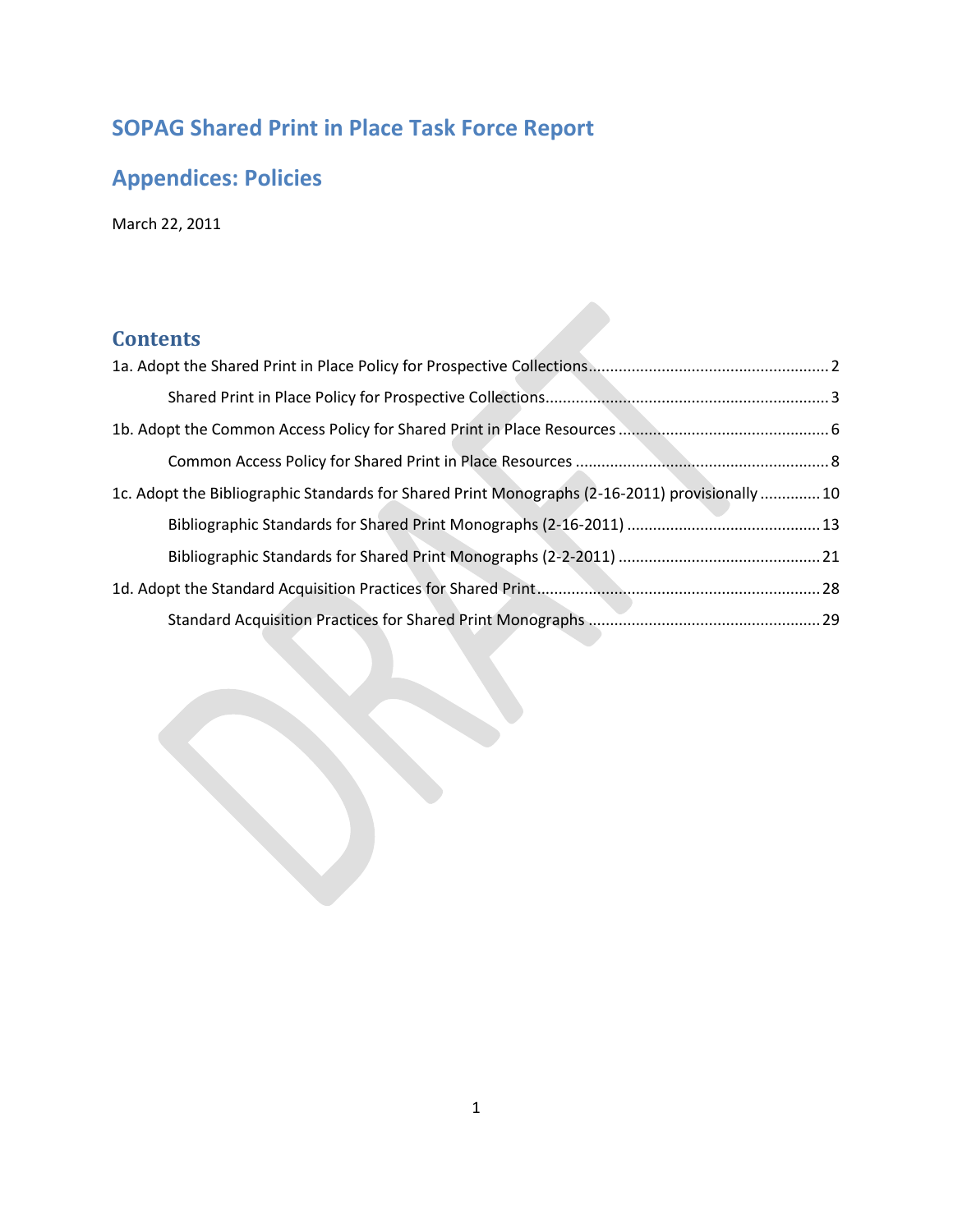# SOPAG Shared Print in Place Task Force Report

# Appendices: Policies

March 22, 2011

## Contents

1a. Adopt the Shared Print in Place Policy for Prospective Collections ....... 2

- Shared Print in Place Policy for Prospective Collections ....... 3

1b. Adopt the Common Access Policy for Shared Print in Place Resources ....... 6

- Common Access Policy for Shared Print in Place Resources ....... 8

1c. Adopt the Bibliographic Standards for Shared Print Monographs (2-16-2011) provisionally ....... 10

- Bibliographic Standards for Shared Print Monographs (2-16-2011) ....... 13
- Bibliographic Standards for Shared Print Monographs (2-2-2011) ....... 21

1d. Adopt the Standard Acquisition Practices for Shared Print ....... 28

- Standard Acquisition Practices for Shared Print Monographs ....... 29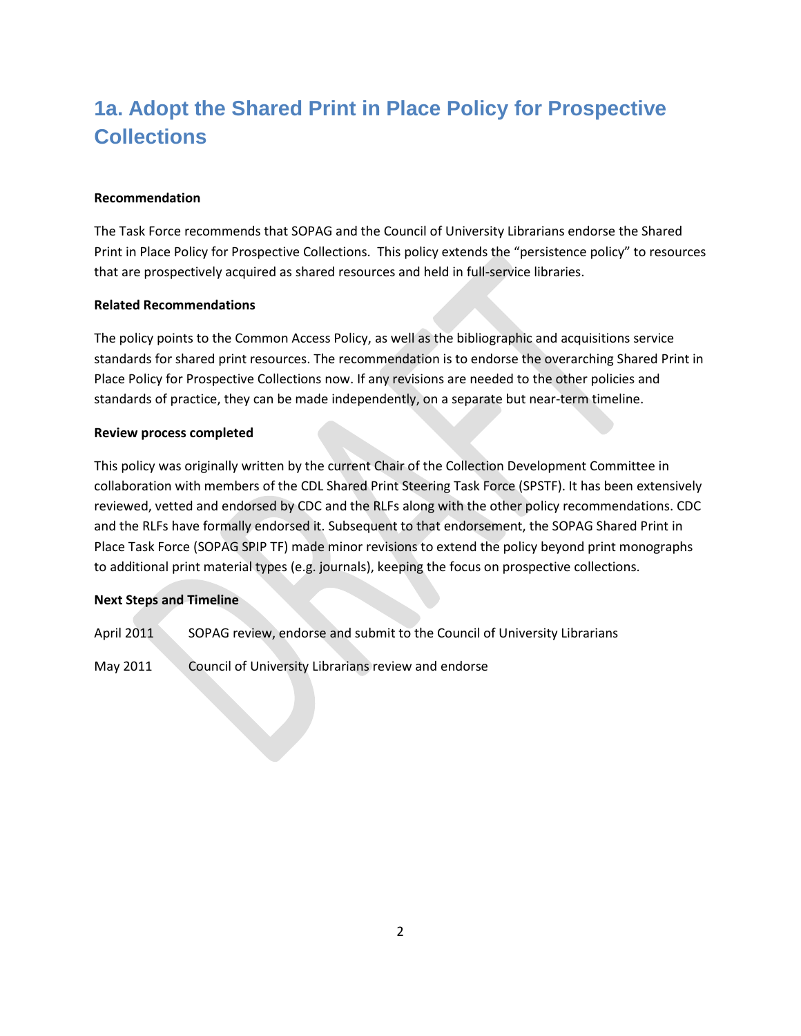# 1a. Adopt the Shared Print in Place Policy for Prospective Collections

**Recommendation**

The Task Force recommends that SOPAG and the Council of University Librarians endorse the Shared Print in Place Policy for Prospective Collections. This policy extends the "persistence policy" to resources that are prospectively acquired as shared resources and held in full-service libraries.

**Related Recommendations**

The policy points to the Common Access Policy, as well as the bibliographic and acquisitions service standards for shared print resources. The recommendation is to endorse the overarching Shared Print in Place Policy for Prospective Collections now. If any revisions are needed to the other policies and standards of practice, they can be made independently, on a separate but near-term timeline.

**Review process completed**

This policy was originally written by the current Chair of the Collection Development Committee in collaboration with members of the CDL Shared Print Steering Task Force (SPSTF). It has been extensively reviewed, vetted and endorsed by CDC and the RLFs along with the other policy recommendations. CDC and the RLFs have formally endorsed it. Subsequent to that endorsement, the SOPAG Shared Print in Place Task Force (SOPAG SPIP TF) made minor revisions to extend the policy beyond print monographs to additional print material types (e.g. journals), keeping the focus on prospective collections.

**Next Steps and Timeline**

April 2011 SOPAG review, endorse and submit to the Council of University Librarians

May 2011 Council of University Librarians review and endorse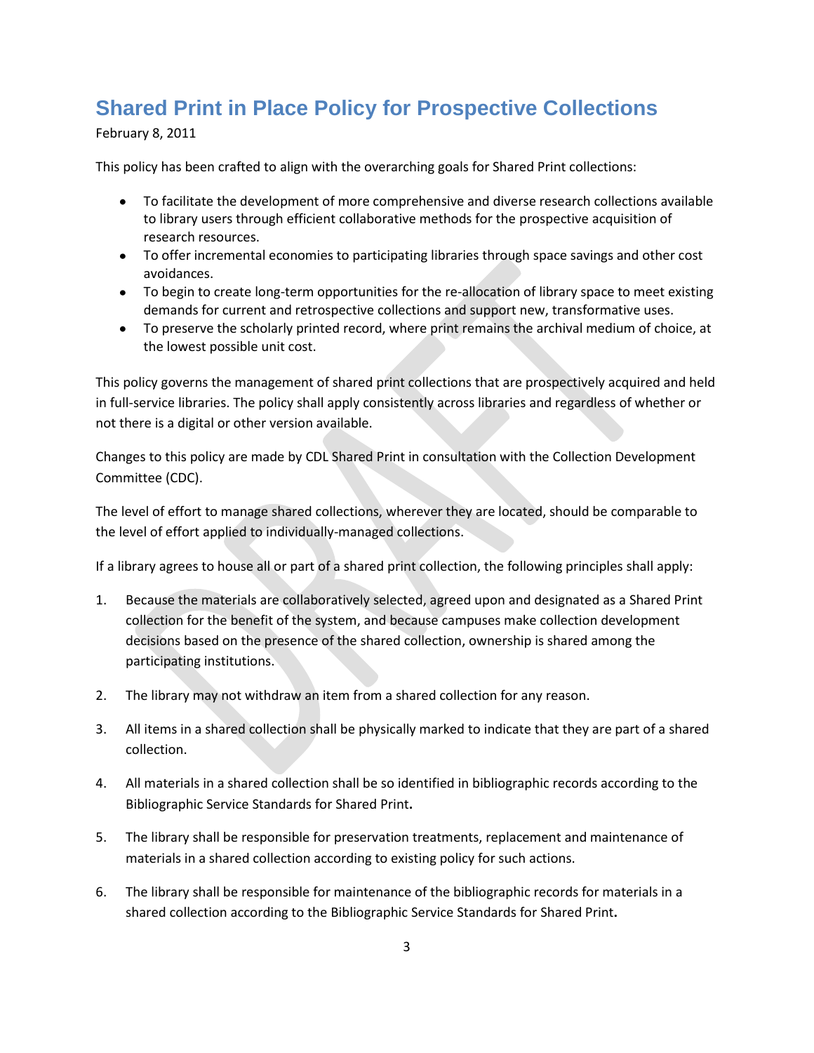# Shared Print in Place Policy for Prospective Collections

February 8, 2011

This policy has been crafted to align with the overarching goals for Shared Print collections:

- To facilitate the development of more comprehensive and diverse research collections available to library users through efficient collaborative methods for the prospective acquisition of research resources.
- To offer incremental economies to participating libraries through space savings and other cost avoidances.
- To begin to create long-term opportunities for the re-allocation of library space to meet existing demands for current and retrospective collections and support new, transformative uses.
- To preserve the scholarly printed record, where print remains the archival medium of choice, at the lowest possible unit cost.

This policy governs the management of shared print collections that are prospectively acquired and held in full-service libraries. The policy shall apply consistently across libraries and regardless of whether or not there is a digital or other version available.

Changes to this policy are made by CDL Shared Print in consultation with the Collection Development Committee (CDC).

The level of effort to manage shared collections, wherever they are located, should be comparable to the level of effort applied to individually-managed collections.

If a library agrees to house all or part of a shared print collection, the following principles shall apply:

1. Because the materials are collaboratively selected, agreed upon and designated as a Shared Print collection for the benefit of the system, and because campuses make collection development decisions based on the presence of the shared collection, ownership is shared among the participating institutions.

2. The library may not withdraw an item from a shared collection for any reason.

3. All items in a shared collection shall be physically marked to indicate that they are part of a shared collection.

4. All materials in a shared collection shall be so identified in bibliographic records according to the Bibliographic Service Standards for Shared Print.

5. The library shall be responsible for preservation treatments, replacement and maintenance of materials in a shared collection according to existing policy for such actions.

6. The library shall be responsible for maintenance of the bibliographic records for materials in a shared collection according to the Bibliographic Service Standards for Shared Print.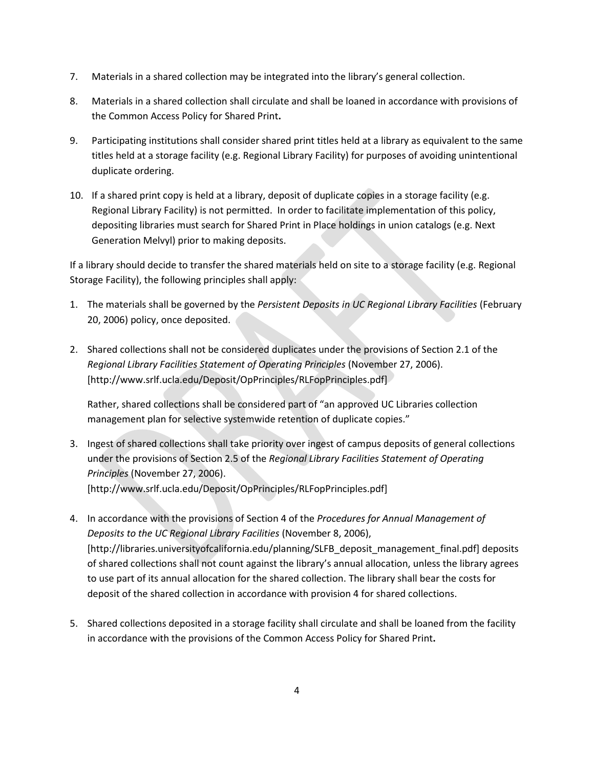7. Materials in a shared collection may be integrated into the library's general collection.

8. Materials in a shared collection shall circulate and shall be loaned in accordance with provisions of the Common Access Policy for Shared Print**.**

9. Participating institutions shall consider shared print titles held at a library as equivalent to the same titles held at a storage facility (e.g. Regional Library Facility) for purposes of avoiding unintentional duplicate ordering.

10. If a shared print copy is held at a library, deposit of duplicate copies in a storage facility (e.g. Regional Library Facility) is not permitted. In order to facilitate implementation of this policy, depositing libraries must search for Shared Print in Place holdings in union catalogs (e.g. Next Generation Melvyl) prior to making deposits.

If a library should decide to transfer the shared materials held on site to a storage facility (e.g. Regional Storage Facility), the following principles shall apply:

1. The materials shall be governed by the *Persistent Deposits in UC Regional Library Facilities* (February 20, 2006) policy, once deposited.

2. Shared collections shall not be considered duplicates under the provisions of Section 2.1 of the *Regional Library Facilities Statement of Operating Principles* (November 27, 2006). [http://www.srlf.ucla.edu/Deposit/OpPrinciples/RLFopPrinciples.pdf]

   Rather, shared collections shall be considered part of "an approved UC Libraries collection management plan for selective systemwide retention of duplicate copies."

3. Ingest of shared collections shall take priority over ingest of campus deposits of general collections under the provisions of Section 2.5 of the *Regional Library Facilities Statement of Operating Principles* (November 27, 2006). [http://www.srlf.ucla.edu/Deposit/OpPrinciples/RLFopPrinciples.pdf]

4. In accordance with the provisions of Section 4 of the *Procedures for Annual Management of Deposits to the UC Regional Library Facilities* (November 8, 2006), [http://libraries.universityofcalifornia.edu/planning/SLFB_deposit_management_final.pdf] deposits of shared collections shall not count against the library's annual allocation, unless the library agrees to use part of its annual allocation for the shared collection. The library shall bear the costs for deposit of the shared collection in accordance with provision 4 for shared collections.

5. Shared collections deposited in a storage facility shall circulate and shall be loaned from the facility in accordance with the provisions of the Common Access Policy for Shared Print**.**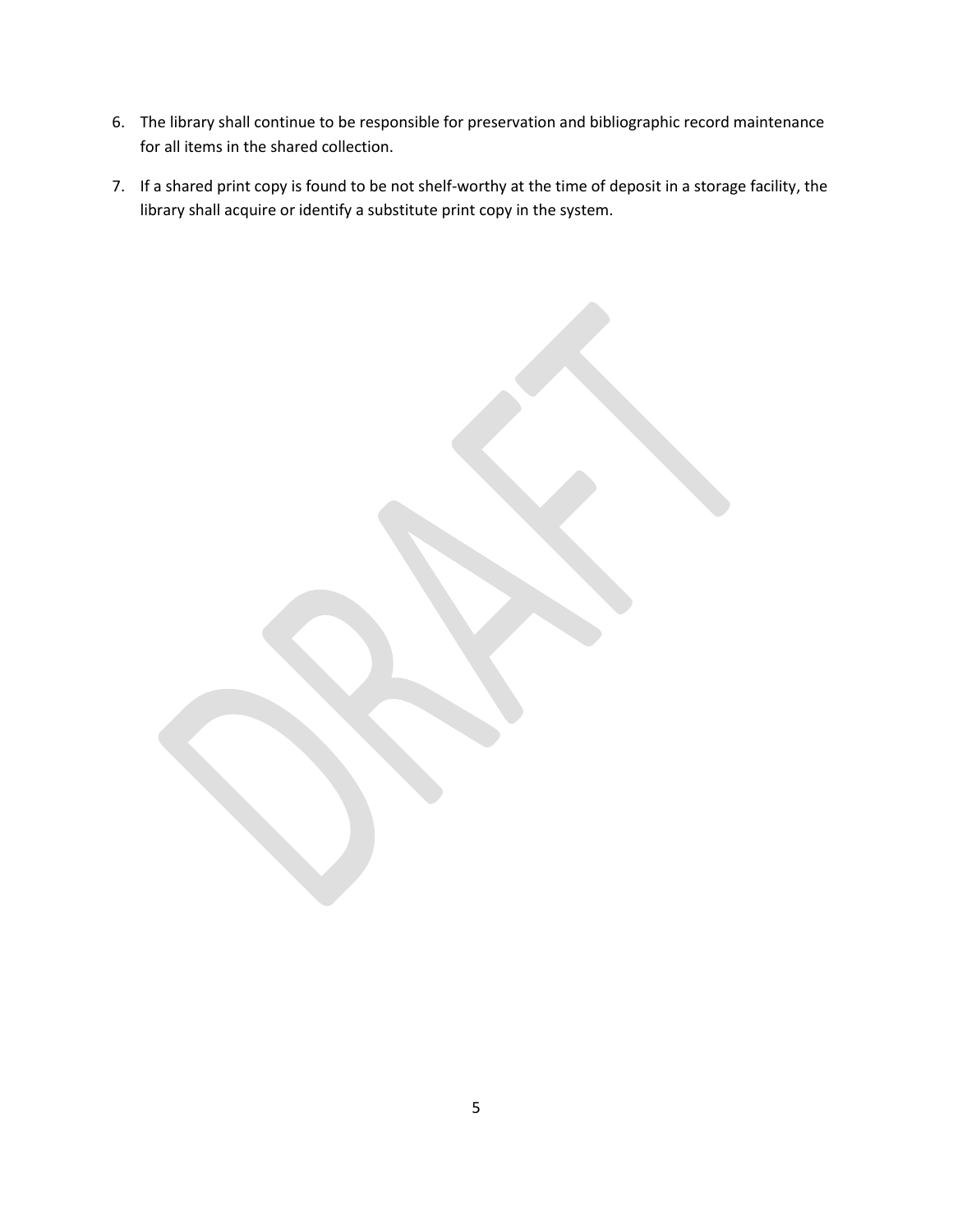6. The library shall continue to be responsible for preservation and bibliographic record maintenance for all items in the shared collection.
7. If a shared print copy is found to be not shelf-worthy at the time of deposit in a storage facility, the library shall acquire or identify a substitute print copy in the system.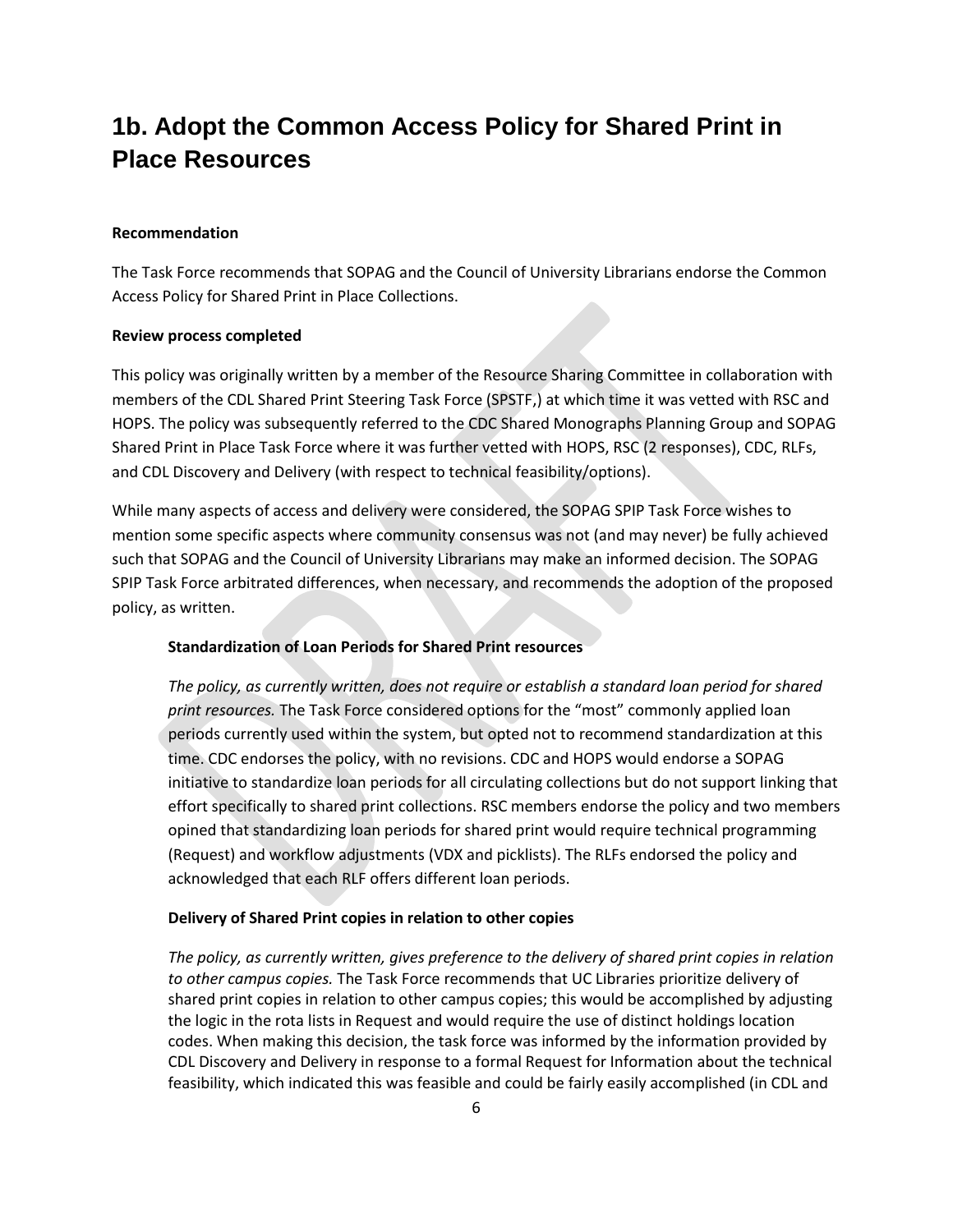# 1b. Adopt the Common Access Policy for Shared Print in Place Resources

**Recommendation**

The Task Force recommends that SOPAG and the Council of University Librarians endorse the Common Access Policy for Shared Print in Place Collections.

**Review process completed**

This policy was originally written by a member of the Resource Sharing Committee in collaboration with members of the CDL Shared Print Steering Task Force (SPSTF,) at which time it was vetted with RSC and HOPS. The policy was subsequently referred to the CDC Shared Monographs Planning Group and SOPAG Shared Print in Place Task Force where it was further vetted with HOPS, RSC (2 responses), CDC, RLFs, and CDL Discovery and Delivery (with respect to technical feasibility/options).

While many aspects of access and delivery were considered, the SOPAG SPIP Task Force wishes to mention some specific aspects where community consensus was not (and may never) be fully achieved such that SOPAG and the Council of University Librarians may make an informed decision. The SOPAG SPIP Task Force arbitrated differences, when necessary, and recommends the adoption of the proposed policy, as written.

**Standardization of Loan Periods for Shared Print resources**

*The policy, as currently written, does not require or establish a standard loan period for shared print resources.* The Task Force considered options for the "most" commonly applied loan periods currently used within the system, but opted not to recommend standardization at this time. CDC endorses the policy, with no revisions. CDC and HOPS would endorse a SOPAG initiative to standardize loan periods for all circulating collections but do not support linking that effort specifically to shared print collections. RSC members endorse the policy and two members opined that standardizing loan periods for shared print would require technical programming (Request) and workflow adjustments (VDX and picklists). The RLFs endorsed the policy and acknowledged that each RLF offers different loan periods.

**Delivery of Shared Print copies in relation to other copies**

*The policy, as currently written, gives preference to the delivery of shared print copies in relation to other campus copies.* The Task Force recommends that UC Libraries prioritize delivery of shared print copies in relation to other campus copies; this would be accomplished by adjusting the logic in the rota lists in Request and would require the use of distinct holdings location codes. When making this decision, the task force was informed by the information provided by CDL Discovery and Delivery in response to a formal Request for Information about the technical feasibility, which indicated this was feasible and could be fairly easily accomplished (in CDL and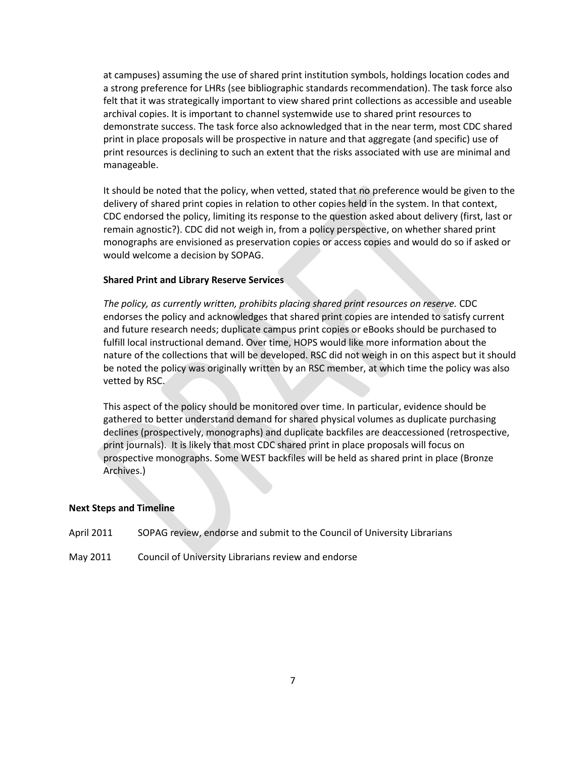at campuses) assuming the use of shared print institution symbols, holdings location codes and a strong preference for LHRs (see bibliographic standards recommendation). The task force also felt that it was strategically important to view shared print collections as accessible and useable archival copies. It is important to channel systemwide use to shared print resources to demonstrate success. The task force also acknowledged that in the near term, most CDC shared print in place proposals will be prospective in nature and that aggregate (and specific) use of print resources is declining to such an extent that the risks associated with use are minimal and manageable.

It should be noted that the policy, when vetted, stated that no preference would be given to the delivery of shared print copies in relation to other copies held in the system. In that context, CDC endorsed the policy, limiting its response to the question asked about delivery (first, last or remain agnostic?). CDC did not weigh in, from a policy perspective, on whether shared print monographs are envisioned as preservation copies or access copies and would do so if asked or would welcome a decision by SOPAG.

**Shared Print and Library Reserve Services**

*The policy, as currently written, prohibits placing shared print resources on reserve.* CDC endorses the policy and acknowledges that shared print copies are intended to satisfy current and future research needs; duplicate campus print copies or eBooks should be purchased to fulfill local instructional demand. Over time, HOPS would like more information about the nature of the collections that will be developed. RSC did not weigh in on this aspect but it should be noted the policy was originally written by an RSC member, at which time the policy was also vetted by RSC.

This aspect of the policy should be monitored over time. In particular, evidence should be gathered to better understand demand for shared physical volumes as duplicate purchasing declines (prospectively, monographs) and duplicate backfiles are deaccessioned (retrospective, print journals). It is likely that most CDC shared print in place proposals will focus on prospective monographs. Some WEST backfiles will be held as shared print in place (Bronze Archives.)

**Next Steps and Timeline**

April 2011 SOPAG review, endorse and submit to the Council of University Librarians

May 2011 Council of University Librarians review and endorse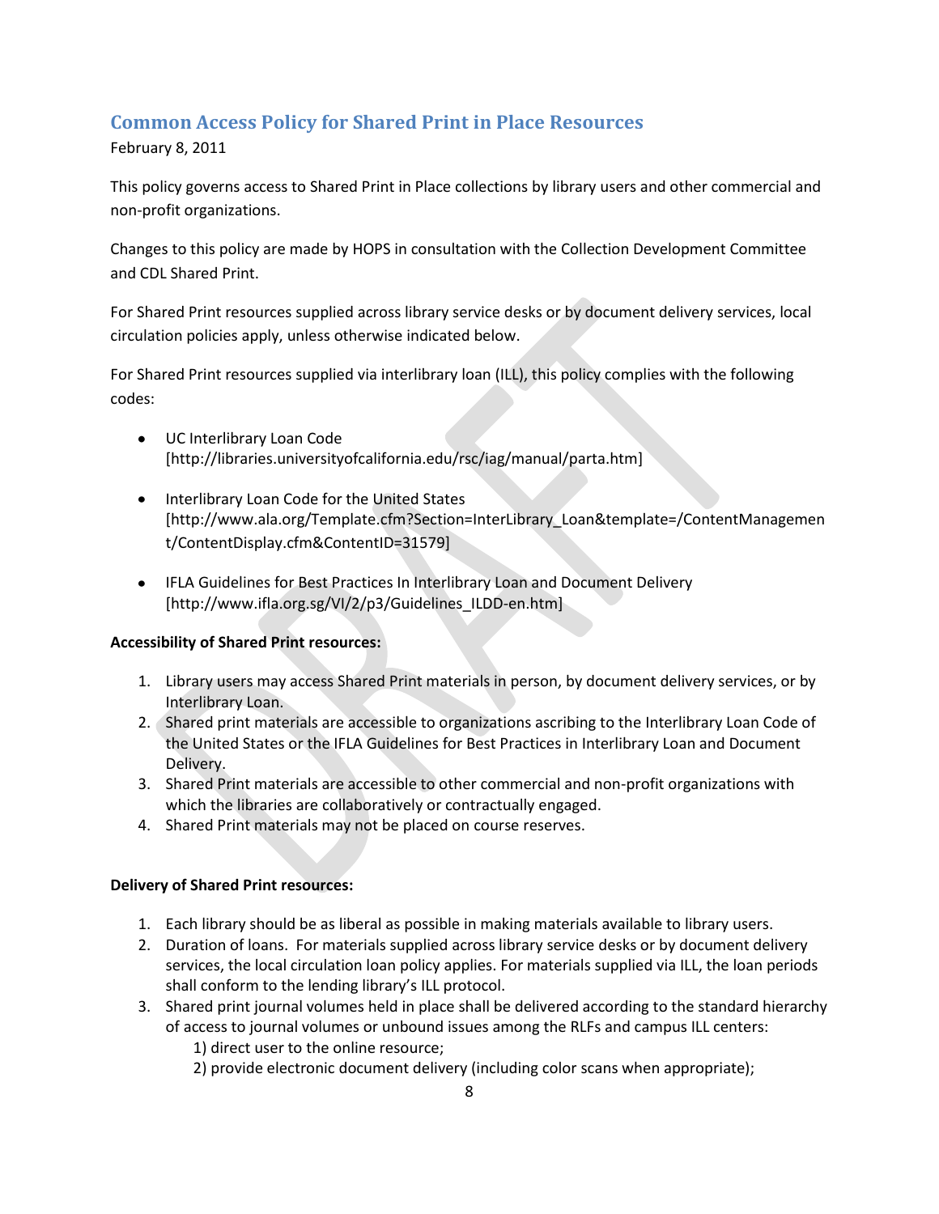## Common Access Policy for Shared Print in Place Resources

February 8, 2011

This policy governs access to Shared Print in Place collections by library users and other commercial and non-profit organizations.

Changes to this policy are made by HOPS in consultation with the Collection Development Committee and CDL Shared Print.

For Shared Print resources supplied across library service desks or by document delivery services, local circulation policies apply, unless otherwise indicated below.

For Shared Print resources supplied via interlibrary loan (ILL), this policy complies with the following codes:

- UC Interlibrary Loan Code [http://libraries.universityofcalifornia.edu/rsc/iag/manual/parta.htm]
- Interlibrary Loan Code for the United States [http://www.ala.org/Template.cfm?Section=InterLibrary_Loan&template=/ContentManagement/ContentDisplay.cfm&ContentID=31579]
- IFLA Guidelines for Best Practices In Interlibrary Loan and Document Delivery [http://www.ifla.org.sg/VI/2/p3/Guidelines_ILDD-en.htm]

**Accessibility of Shared Print resources:**

1. Library users may access Shared Print materials in person, by document delivery services, or by Interlibrary Loan.
2. Shared print materials are accessible to organizations ascribing to the Interlibrary Loan Code of the United States or the IFLA Guidelines for Best Practices in Interlibrary Loan and Document Delivery.
3. Shared Print materials are accessible to other commercial and non-profit organizations with which the libraries are collaboratively or contractually engaged.
4. Shared Print materials may not be placed on course reserves.

**Delivery of Shared Print resources:**

1. Each library should be as liberal as possible in making materials available to library users.
2. Duration of loans. For materials supplied across library service desks or by document delivery services, the local circulation loan policy applies. For materials supplied via ILL, the loan periods shall conform to the lending library's ILL protocol.
3. Shared print journal volumes held in place shall be delivered according to the standard hierarchy of access to journal volumes or unbound issues among the RLFs and campus ILL centers:
   1) direct user to the online resource;
   2) provide electronic document delivery (including color scans when appropriate);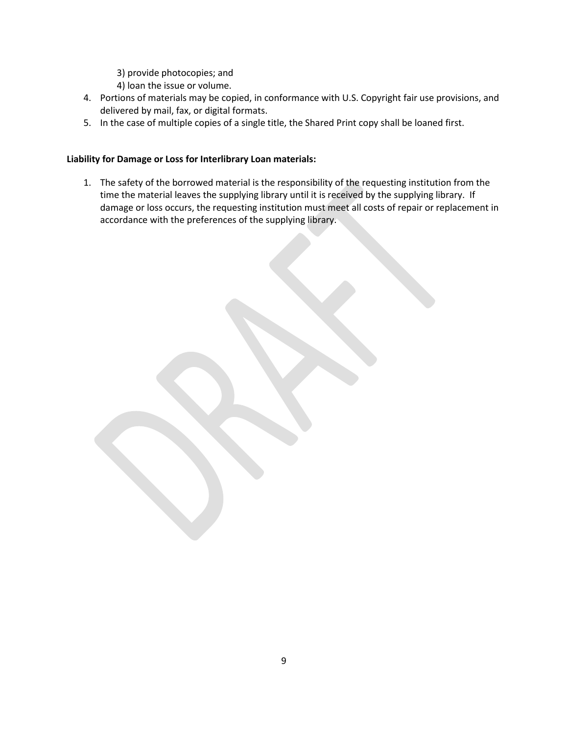3) provide photocopies; and
4) loan the issue or volume.

4. Portions of materials may be copied, in conformance with U.S. Copyright fair use provisions, and delivered by mail, fax, or digital formats.
5. In the case of multiple copies of a single title, the Shared Print copy shall be loaned first.

**Liability for Damage or Loss for Interlibrary Loan materials:**

1. The safety of the borrowed material is the responsibility of the requesting institution from the time the material leaves the supplying library until it is received by the supplying library. If damage or loss occurs, the requesting institution must meet all costs of repair or replacement in accordance with the preferences of the supplying library.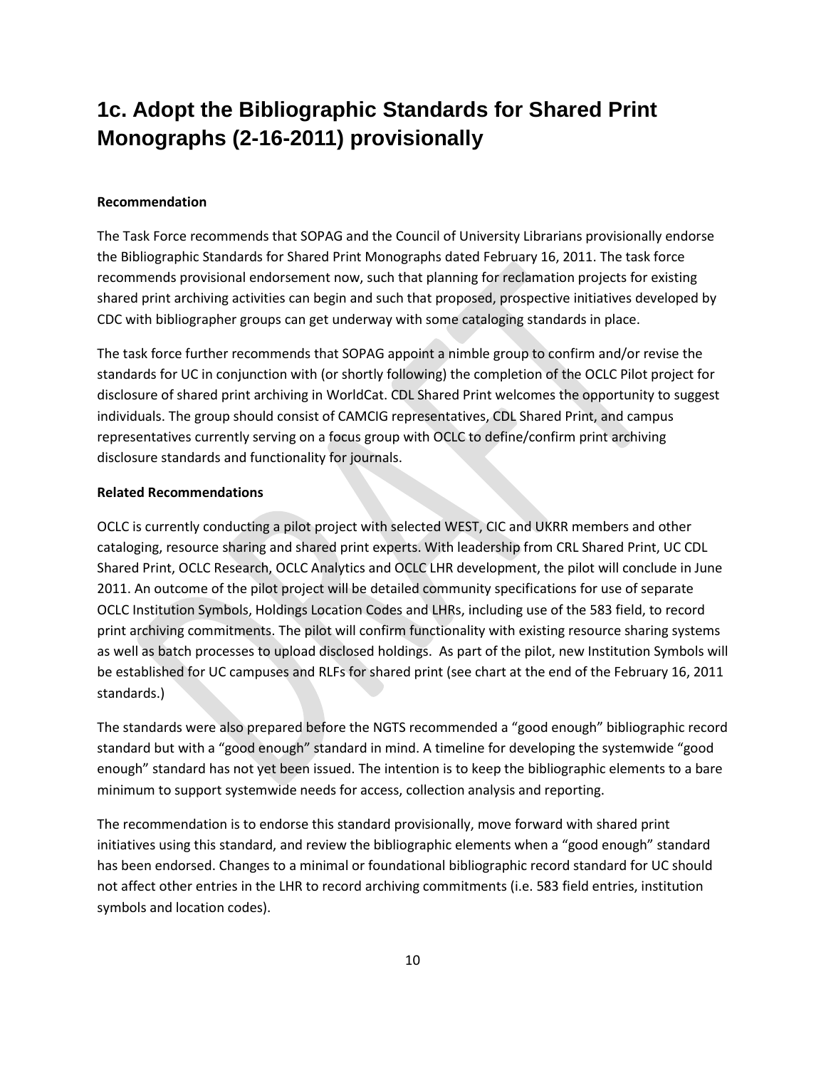# 1c. Adopt the Bibliographic Standards for Shared Print Monographs (2-16-2011) provisionally

**Recommendation**

The Task Force recommends that SOPAG and the Council of University Librarians provisionally endorse the Bibliographic Standards for Shared Print Monographs dated February 16, 2011. The task force recommends provisional endorsement now, such that planning for reclamation projects for existing shared print archiving activities can begin and such that proposed, prospective initiatives developed by CDC with bibliographer groups can get underway with some cataloging standards in place.

The task force further recommends that SOPAG appoint a nimble group to confirm and/or revise the standards for UC in conjunction with (or shortly following) the completion of the OCLC Pilot project for disclosure of shared print archiving in WorldCat. CDL Shared Print welcomes the opportunity to suggest individuals. The group should consist of CAMCIG representatives, CDL Shared Print, and campus representatives currently serving on a focus group with OCLC to define/confirm print archiving disclosure standards and functionality for journals.

**Related Recommendations**

OCLC is currently conducting a pilot project with selected WEST, CIC and UKRR members and other cataloging, resource sharing and shared print experts. With leadership from CRL Shared Print, UC CDL Shared Print, OCLC Research, OCLC Analytics and OCLC LHR development, the pilot will conclude in June 2011. An outcome of the pilot project will be detailed community specifications for use of separate OCLC Institution Symbols, Holdings Location Codes and LHRs, including use of the 583 field, to record print archiving commitments. The pilot will confirm functionality with existing resource sharing systems as well as batch processes to upload disclosed holdings. As part of the pilot, new Institution Symbols will be established for UC campuses and RLFs for shared print (see chart at the end of the February 16, 2011 standards.)

The standards were also prepared before the NGTS recommended a "good enough" bibliographic record standard but with a "good enough" standard in mind. A timeline for developing the systemwide "good enough" standard has not yet been issued. The intention is to keep the bibliographic elements to a bare minimum to support systemwide needs for access, collection analysis and reporting.

The recommendation is to endorse this standard provisionally, move forward with shared print initiatives using this standard, and review the bibliographic elements when a "good enough" standard has been endorsed. Changes to a minimal or foundational bibliographic record standard for UC should not affect other entries in the LHR to record archiving commitments (i.e. 583 field entries, institution symbols and location codes).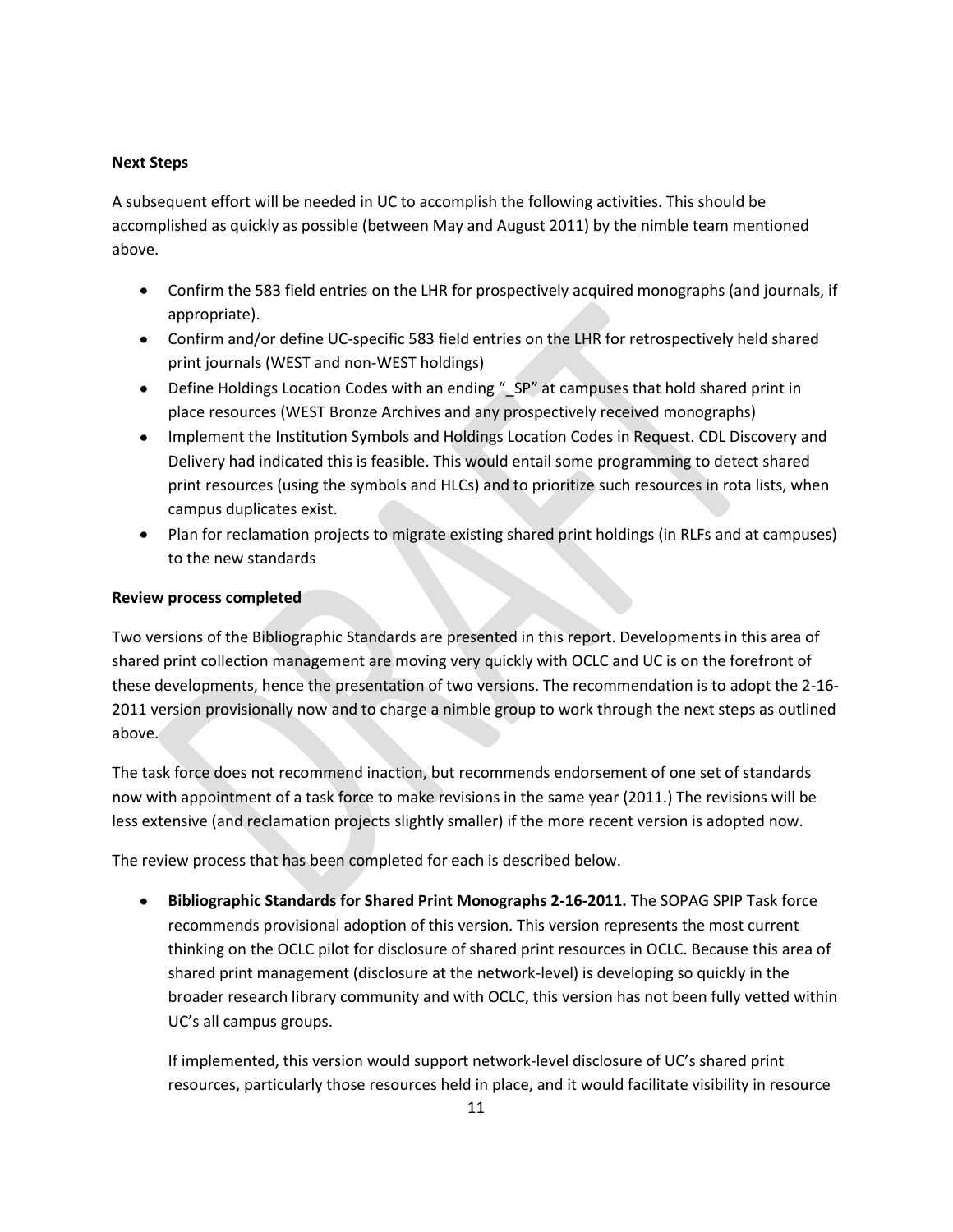**Next Steps**

A subsequent effort will be needed in UC to accomplish the following activities. This should be accomplished as quickly as possible (between May and August 2011) by the nimble team mentioned above.

- Confirm the 583 field entries on the LHR for prospectively acquired monographs (and journals, if appropriate).
- Confirm and/or define UC-specific 583 field entries on the LHR for retrospectively held shared print journals (WEST and non-WEST holdings)
- Define Holdings Location Codes with an ending "_SP" at campuses that hold shared print in place resources (WEST Bronze Archives and any prospectively received monographs)
- Implement the Institution Symbols and Holdings Location Codes in Request. CDL Discovery and Delivery had indicated this is feasible. This would entail some programming to detect shared print resources (using the symbols and HLCs) and to prioritize such resources in rota lists, when campus duplicates exist.
- Plan for reclamation projects to migrate existing shared print holdings (in RLFs and at campuses) to the new standards

**Review process completed**

Two versions of the Bibliographic Standards are presented in this report. Developments in this area of shared print collection management are moving very quickly with OCLC and UC is on the forefront of these developments, hence the presentation of two versions. The recommendation is to adopt the 2-16-2011 version provisionally now and to charge a nimble group to work through the next steps as outlined above.

The task force does not recommend inaction, but recommends endorsement of one set of standards now with appointment of a task force to make revisions in the same year (2011.) The revisions will be less extensive (and reclamation projects slightly smaller) if the more recent version is adopted now.

The review process that has been completed for each is described below.

- **Bibliographic Standards for Shared Print Monographs 2-16-2011.** The SOPAG SPIP Task force recommends provisional adoption of this version. This version represents the most current thinking on the OCLC pilot for disclosure of shared print resources in OCLC. Because this area of shared print management (disclosure at the network-level) is developing so quickly in the broader research library community and with OCLC, this version has not been fully vetted within UC's all campus groups.

  If implemented, this version would support network-level disclosure of UC's shared print resources, particularly those resources held in place, and it would facilitate visibility in resource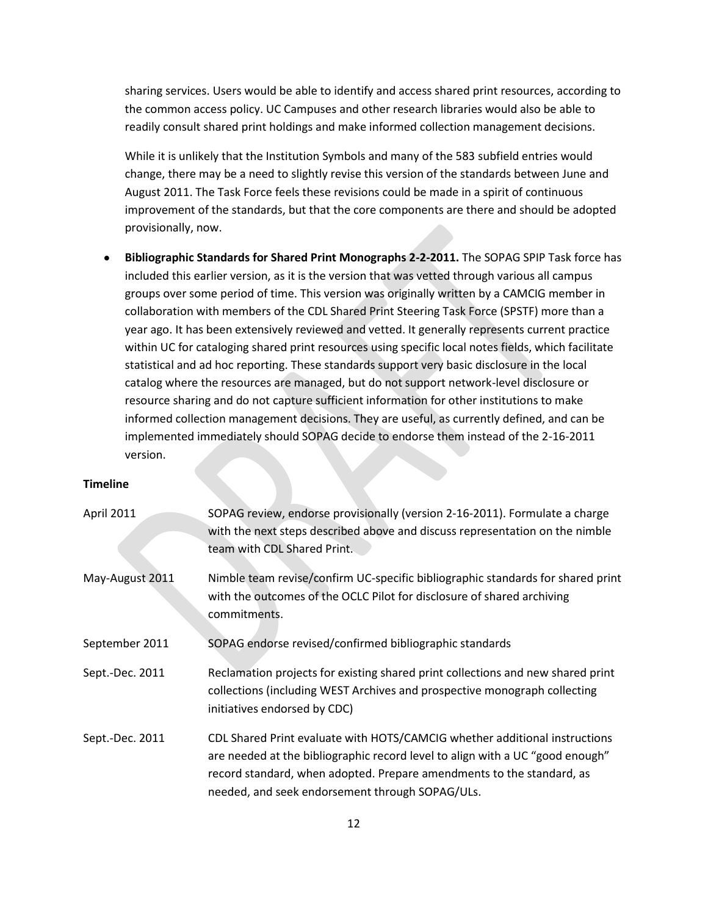sharing services. Users would be able to identify and access shared print resources, according to the common access policy. UC Campuses and other research libraries would also be able to readily consult shared print holdings and make informed collection management decisions.

While it is unlikely that the Institution Symbols and many of the 583 subfield entries would change, there may be a need to slightly revise this version of the standards between June and August 2011. The Task Force feels these revisions could be made in a spirit of continuous improvement of the standards, but that the core components are there and should be adopted provisionally, now.

- **Bibliographic Standards for Shared Print Monographs 2-2-2011.** The SOPAG SPIP Task force has included this earlier version, as it is the version that was vetted through various all campus groups over some period of time. This version was originally written by a CAMCIG member in collaboration with members of the CDL Shared Print Steering Task Force (SPSTF) more than a year ago. It has been extensively reviewed and vetted. It generally represents current practice within UC for cataloging shared print resources using specific local notes fields, which facilitate statistical and ad hoc reporting. These standards support very basic disclosure in the local catalog where the resources are managed, but do not support network-level disclosure or resource sharing and do not capture sufficient information for other institutions to make informed collection management decisions. They are useful, as currently defined, and can be implemented immediately should SOPAG decide to endorse them instead of the 2-16-2011 version.

**Timeline**

| | |
|---|---|
| April 2011 | SOPAG review, endorse provisionally (version 2-16-2011). Formulate a charge with the next steps described above and discuss representation on the nimble team with CDL Shared Print. |
| May-August 2011 | Nimble team revise/confirm UC-specific bibliographic standards for shared print with the outcomes of the OCLC Pilot for disclosure of shared archiving commitments. |
| September 2011 | SOPAG endorse revised/confirmed bibliographic standards |
| Sept.-Dec. 2011 | Reclamation projects for existing shared print collections and new shared print collections (including WEST Archives and prospective monograph collecting initiatives endorsed by CDC) |
| Sept.-Dec. 2011 | CDL Shared Print evaluate with HOTS/CAMCIG whether additional instructions are needed at the bibliographic record level to align with a UC "good enough" record standard, when adopted. Prepare amendments to the standard, as needed, and seek endorsement through SOPAG/ULs. |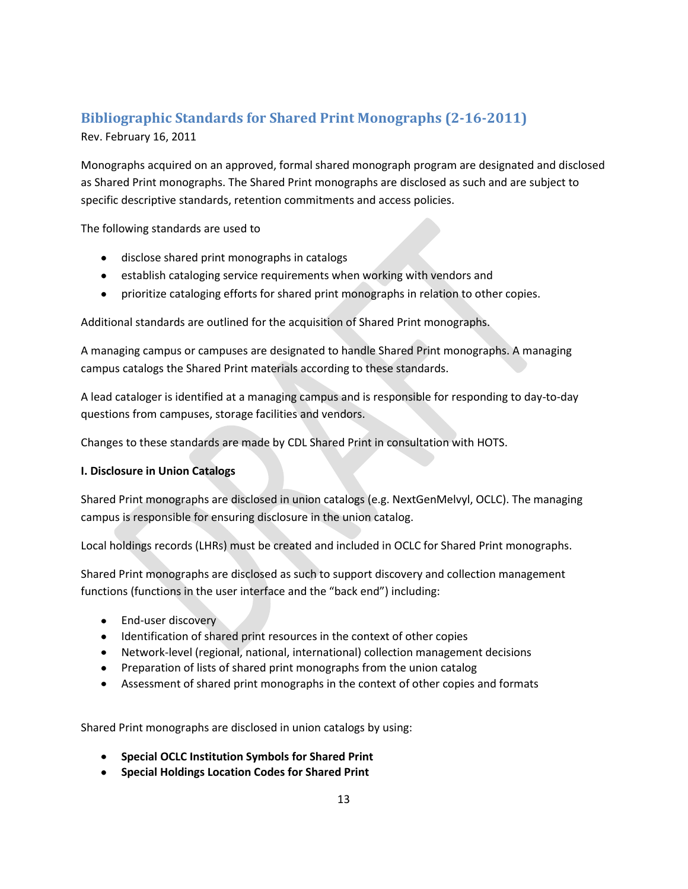## Bibliographic Standards for Shared Print Monographs (2-16-2011)

Rev. February 16, 2011

Monographs acquired on an approved, formal shared monograph program are designated and disclosed as Shared Print monographs. The Shared Print monographs are disclosed as such and are subject to specific descriptive standards, retention commitments and access policies.

The following standards are used to

- disclose shared print monographs in catalogs
- establish cataloging service requirements when working with vendors and
- prioritize cataloging efforts for shared print monographs in relation to other copies.

Additional standards are outlined for the acquisition of Shared Print monographs.

A managing campus or campuses are designated to handle Shared Print monographs. A managing campus catalogs the Shared Print materials according to these standards.

A lead cataloger is identified at a managing campus and is responsible for responding to day-to-day questions from campuses, storage facilities and vendors.

Changes to these standards are made by CDL Shared Print in consultation with HOTS.

**I. Disclosure in Union Catalogs**

Shared Print monographs are disclosed in union catalogs (e.g. NextGenMelvyl, OCLC). The managing campus is responsible for ensuring disclosure in the union catalog.

Local holdings records (LHRs) must be created and included in OCLC for Shared Print monographs.

Shared Print monographs are disclosed as such to support discovery and collection management functions (functions in the user interface and the "back end") including:

- End-user discovery
- Identification of shared print resources in the context of other copies
- Network-level (regional, national, international) collection management decisions
- Preparation of lists of shared print monographs from the union catalog
- Assessment of shared print monographs in the context of other copies and formats

Shared Print monographs are disclosed in union catalogs by using:

- **Special OCLC Institution Symbols for Shared Print**
- **Special Holdings Location Codes for Shared Print**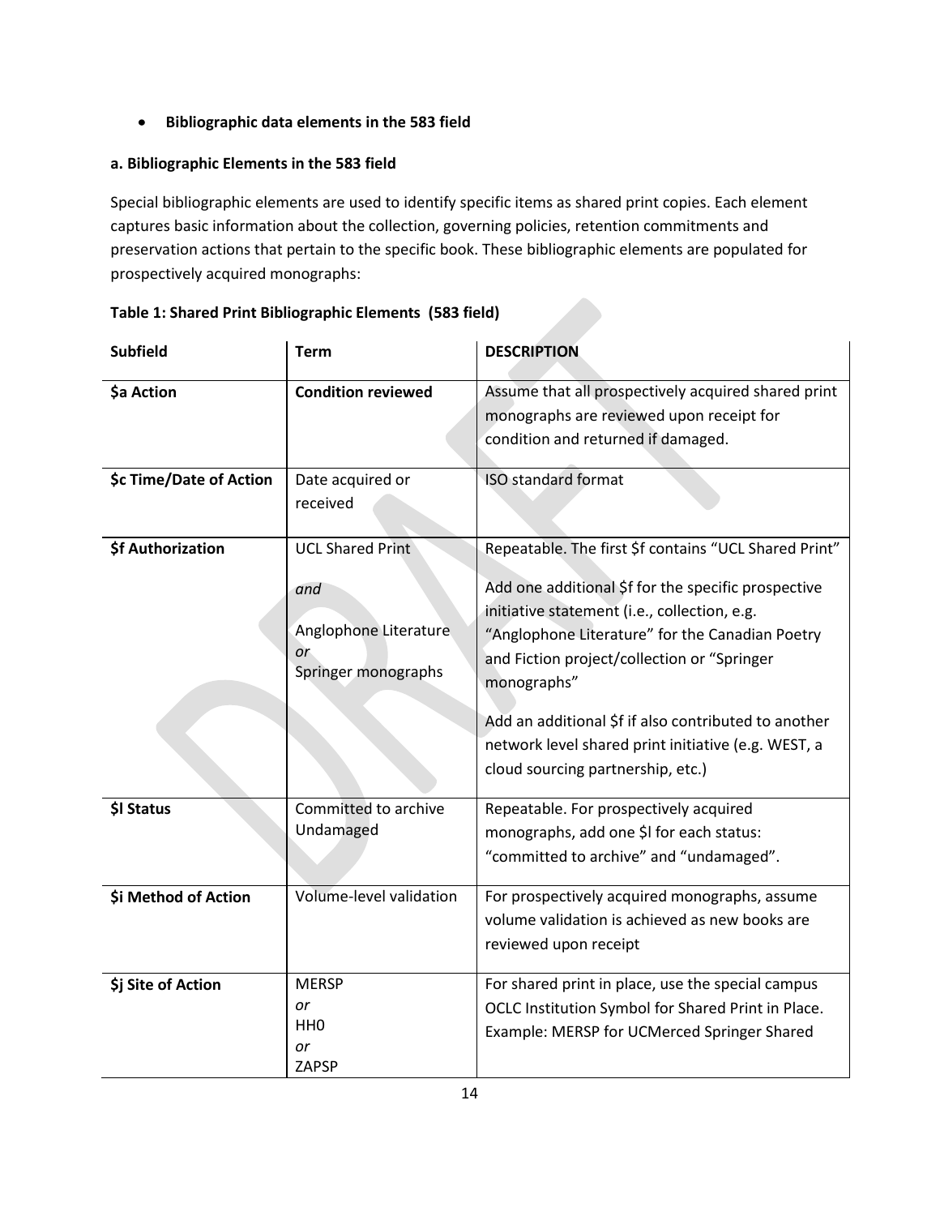- **Bibliographic data elements in the 583 field**

**a. Bibliographic Elements in the 583 field**

Special bibliographic elements are used to identify specific items as shared print copies. Each element captures basic information about the collection, governing policies, retention commitments and preservation actions that pertain to the specific book. These bibliographic elements are populated for prospectively acquired monographs:

**Table 1: Shared Print Bibliographic Elements (583 field)**

| **Subfield** | **Term** | **DESCRIPTION** |
|---|---|---|
| **$a Action** | **Condition reviewed** | Assume that all prospectively acquired shared print monographs are reviewed upon receipt for condition and returned if damaged. |
| **$c Time/Date of Action** | Date acquired or received | ISO standard format |
| **$f Authorization** | UCL Shared Print<br><br>*and*<br><br>Anglophone Literature<br>*or*<br>Springer monographs | Repeatable. The first $f contains “UCL Shared Print”<br><br>Add one additional $f for the specific prospective initiative statement (i.e., collection, e.g. “Anglophone Literature” for the Canadian Poetry and Fiction project/collection or “Springer monographs”<br><br>Add an additional $f if also contributed to another network level shared print initiative (e.g. WEST, a cloud sourcing partnership, etc.) |
| **$l Status** | Committed to archive<br>Undamaged | Repeatable. For prospectively acquired monographs, add one $l for each status: “committed to archive” and “undamaged”. |
| **$i Method of Action** | Volume-level validation | For prospectively acquired monographs, assume volume validation is achieved as new books are reviewed upon receipt |
| **$j Site of Action** | MERSP<br>*or*<br>HH0<br>*or*<br>ZAPSP | For shared print in place, use the special campus OCLC Institution Symbol for Shared Print in Place. Example: MERSP for UCMerced Springer Shared |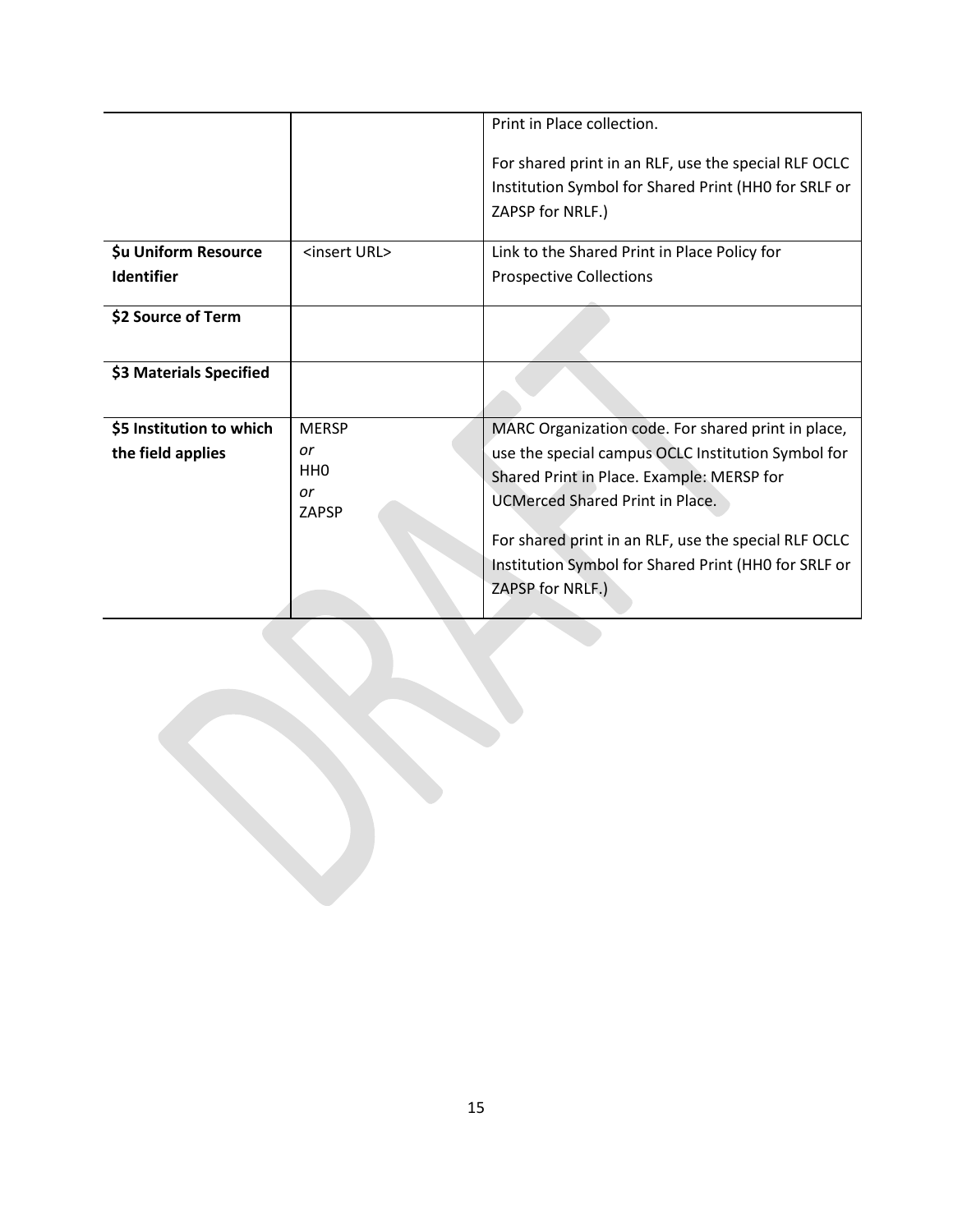| | | |
|---|---|---|
| | | Print in Place collection.<br><br>For shared print in an RLF, use the special RLF OCLC Institution Symbol for Shared Print (HH0 for SRLF or ZAPSP for NRLF.) |
| **$u Uniform Resource Identifier** | <insert URL> | Link to the Shared Print in Place Policy for Prospective Collections |
| **$2 Source of Term** | | |
| **$3 Materials Specified** | | |
| **$5 Institution to which the field applies** | MERSP<br>*or*<br>HH0<br>*or*<br>ZAPSP | MARC Organization code. For shared print in place, use the special campus OCLC Institution Symbol for Shared Print in Place. Example: MERSP for UCMerced Shared Print in Place.<br><br>For shared print in an RLF, use the special RLF OCLC Institution Symbol for Shared Print (HH0 for SRLF or ZAPSP for NRLF.) |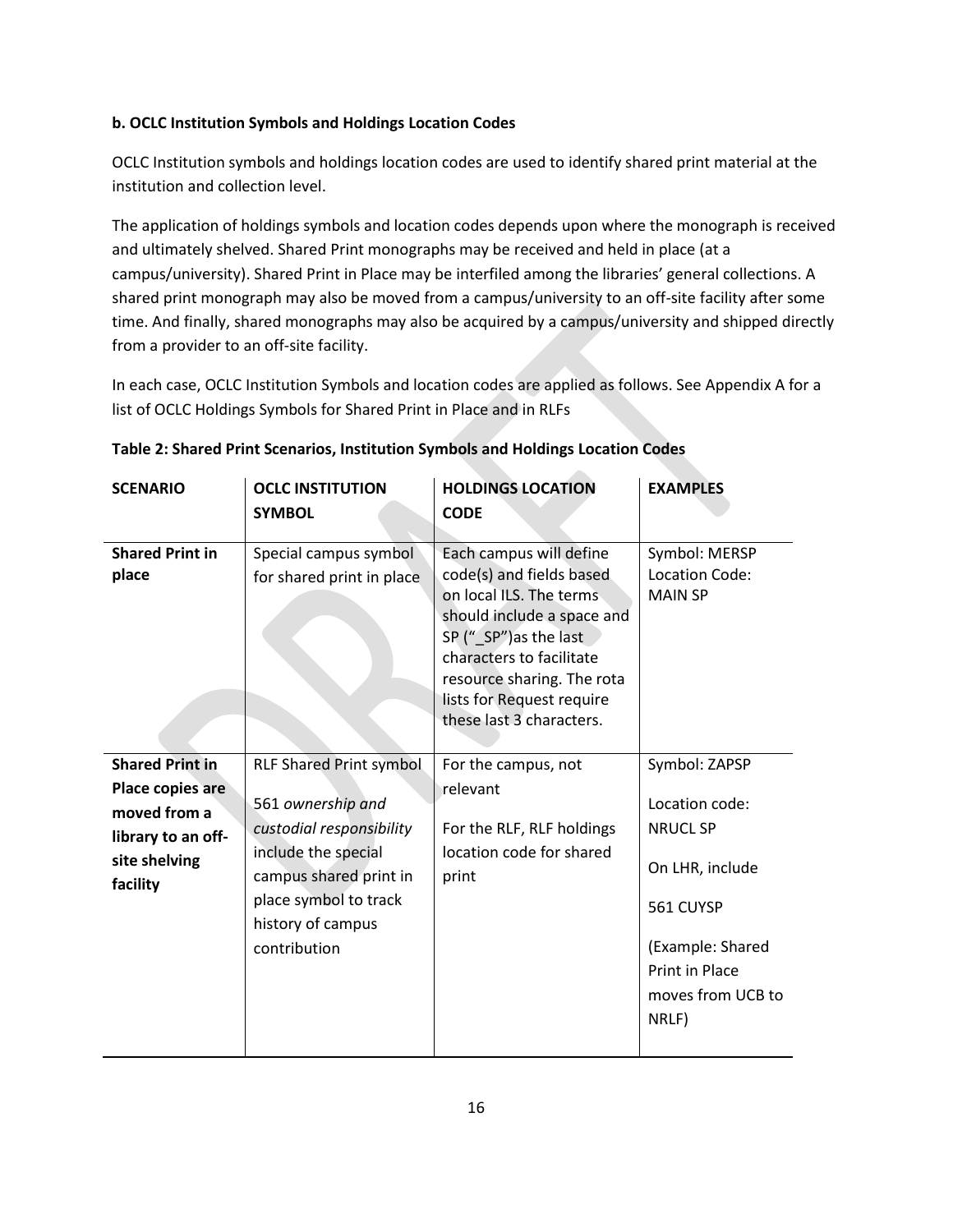**b. OCLC Institution Symbols and Holdings Location Codes**

OCLC Institution symbols and holdings location codes are used to identify shared print material at the institution and collection level.

The application of holdings symbols and location codes depends upon where the monograph is received and ultimately shelved. Shared Print monographs may be received and held in place (at a campus/university). Shared Print in Place may be interfiled among the libraries' general collections. A shared print monograph may also be moved from a campus/university to an off-site facility after some time. And finally, shared monographs may also be acquired by a campus/university and shipped directly from a provider to an off-site facility.

In each case, OCLC Institution Symbols and location codes are applied as follows. See Appendix A for a list of OCLC Holdings Symbols for Shared Print in Place and in RLFs

**Table 2: Shared Print Scenarios, Institution Symbols and Holdings Location Codes**

| SCENARIO | OCLC INSTITUTION SYMBOL | HOLDINGS LOCATION CODE | EXAMPLES |
|---|---|---|---|
| **Shared Print in place** | Special campus symbol for shared print in place | Each campus will define code(s) and fields based on local ILS. The terms should include a space and SP ("_SP")as the last characters to facilitate resource sharing. The rota lists for Request require these last 3 characters. | Symbol: MERSP<br>Location Code: MAIN SP |
| **Shared Print in Place copies are moved from a library to an off-site shelving facility** | RLF Shared Print symbol<br>561 *ownership and custodial responsibility* include the special campus shared print in place symbol to track history of campus contribution | For the campus, not relevant<br>For the RLF, RLF holdings location code for shared print | Symbol: ZAPSP<br>Location code: NRUCL SP<br>On LHR, include<br>561 CUYSP<br>(Example: Shared Print in Place moves from UCB to NRLF) |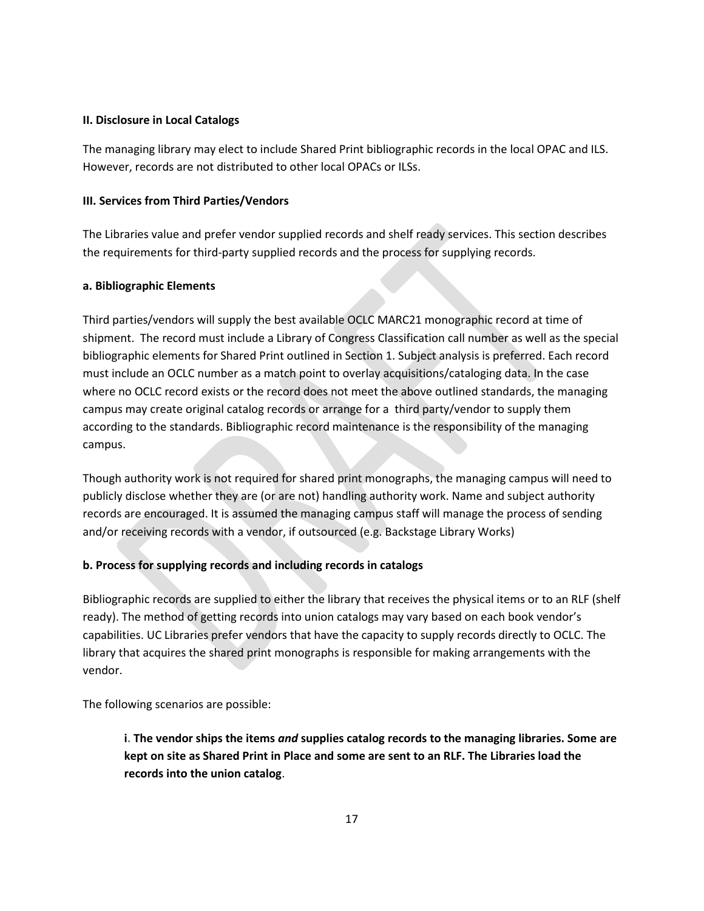**II. Disclosure in Local Catalogs**

The managing library may elect to include Shared Print bibliographic records in the local OPAC and ILS. However, records are not distributed to other local OPACs or ILSs.

**III. Services from Third Parties/Vendors**

The Libraries value and prefer vendor supplied records and shelf ready services. This section describes the requirements for third-party supplied records and the process for supplying records.

**a. Bibliographic Elements**

Third parties/vendors will supply the best available OCLC MARC21 monographic record at time of shipment. The record must include a Library of Congress Classification call number as well as the special bibliographic elements for Shared Print outlined in Section 1. Subject analysis is preferred. Each record must include an OCLC number as a match point to overlay acquisitions/cataloging data. In the case where no OCLC record exists or the record does not meet the above outlined standards, the managing campus may create original catalog records or arrange for a third party/vendor to supply them according to the standards. Bibliographic record maintenance is the responsibility of the managing campus.

Though authority work is not required for shared print monographs, the managing campus will need to publicly disclose whether they are (or are not) handling authority work. Name and subject authority records are encouraged. It is assumed the managing campus staff will manage the process of sending and/or receiving records with a vendor, if outsourced (e.g. Backstage Library Works)

**b. Process for supplying records and including records in catalogs**

Bibliographic records are supplied to either the library that receives the physical items or to an RLF (shelf ready). The method of getting records into union catalogs may vary based on each book vendor's capabilities. UC Libraries prefer vendors that have the capacity to supply records directly to OCLC. The library that acquires the shared print monographs is responsible for making arrangements with the vendor.

The following scenarios are possible:

> **i. The vendor ships the items *and* supplies catalog records to the managing libraries. Some are kept on site as Shared Print in Place and some are sent to an RLF. The Libraries load the records into the union catalog**.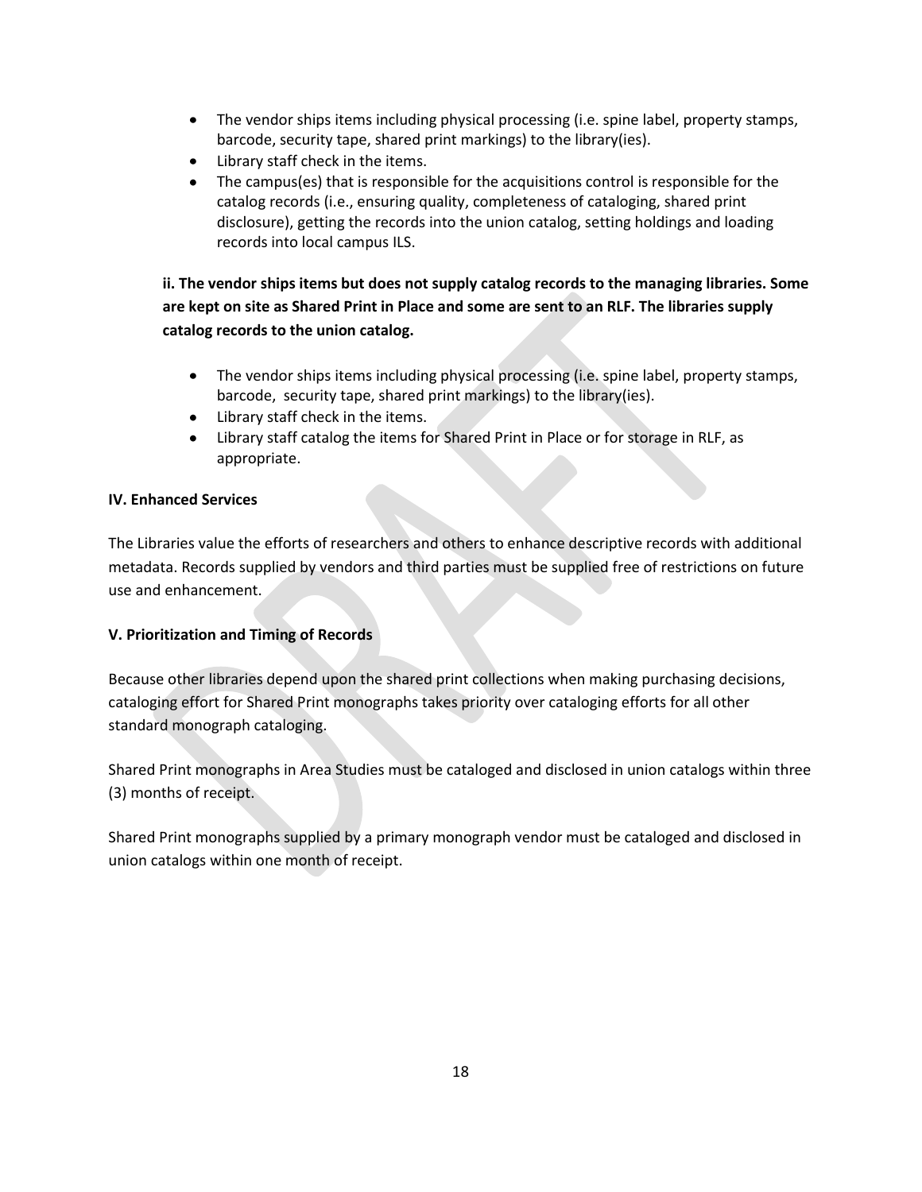- The vendor ships items including physical processing (i.e. spine label, property stamps, barcode, security tape, shared print markings) to the library(ies).
- Library staff check in the items.
- The campus(es) that is responsible for the acquisitions control is responsible for the catalog records (i.e., ensuring quality, completeness of cataloging, shared print disclosure), getting the records into the union catalog, setting holdings and loading records into local campus ILS.

**ii. The vendor ships items but does not supply catalog records to the managing libraries. Some are kept on site as Shared Print in Place and some are sent to an RLF. The libraries supply catalog records to the union catalog.**

- The vendor ships items including physical processing (i.e. spine label, property stamps, barcode, security tape, shared print markings) to the library(ies).
- Library staff check in the items.
- Library staff catalog the items for Shared Print in Place or for storage in RLF, as appropriate.

**IV. Enhanced Services**

The Libraries value the efforts of researchers and others to enhance descriptive records with additional metadata. Records supplied by vendors and third parties must be supplied free of restrictions on future use and enhancement.

**V. Prioritization and Timing of Records**

Because other libraries depend upon the shared print collections when making purchasing decisions, cataloging effort for Shared Print monographs takes priority over cataloging efforts for all other standard monograph cataloging.

Shared Print monographs in Area Studies must be cataloged and disclosed in union catalogs within three (3) months of receipt.

Shared Print monographs supplied by a primary monograph vendor must be cataloged and disclosed in union catalogs within one month of receipt.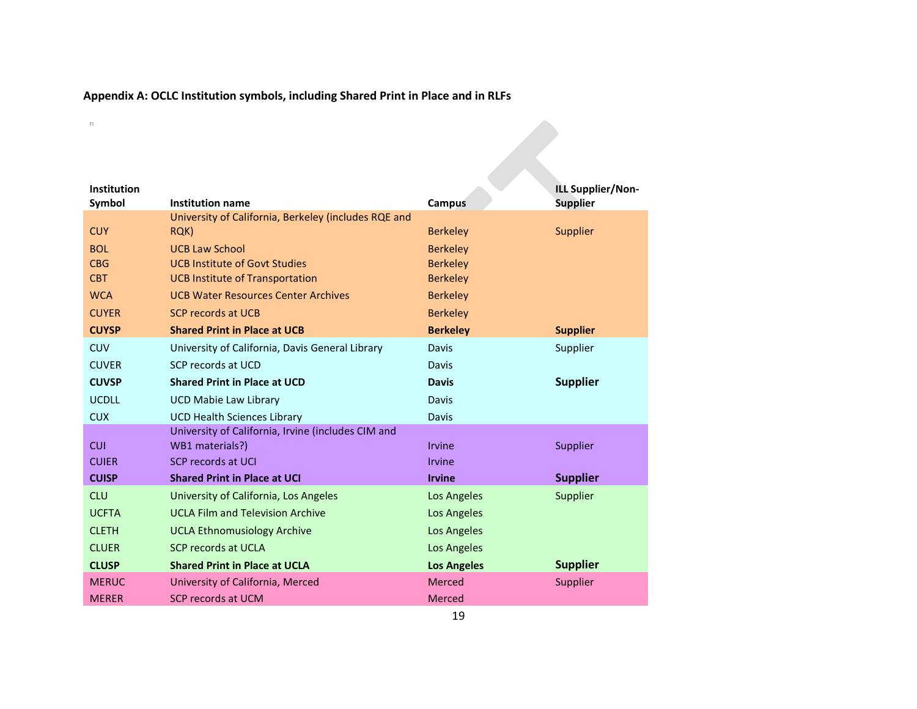### Appendix A: OCLC Institution symbols, including Shared Print in Place and in RLFs

| Institution Symbol | Institution name | Campus | ILL Supplier/Non-Supplier |
|---|---|---|---|
| CUY | University of California, Berkeley (includes RQE and RQK) | Berkeley | Supplier |
| BOL | UCB Law School | Berkeley | |
| CBG | UCB Institute of Govt Studies | Berkeley | |
| CBT | UCB Institute of Transportation | Berkeley | |
| WCA | UCB Water Resources Center Archives | Berkeley | |
| CUYER | SCP records at UCB | Berkeley | |
| **CUYSP** | **Shared Print in Place at UCB** | **Berkeley** | **Supplier** |
| CUV | University of California, Davis General Library | Davis | Supplier |
| CUVER | SCP records at UCD | Davis | |
| **CUVSP** | **Shared Print in Place at UCD** | **Davis** | **Supplier** |
| UCDLL | UCD Mabie Law Library | Davis | |
| CUX | UCD Health Sciences Library | Davis | |
| CUI | University of California, Irvine (includes CIM and WB1 materials?) | Irvine | Supplier |
| CUIER | SCP records at UCI | Irvine | |
| **CUISP** | **Shared Print in Place at UCI** | **Irvine** | **Supplier** |
| CLU | University of California, Los Angeles | Los Angeles | Supplier |
| UCFTA | UCLA Film and Television Archive | Los Angeles | |
| CLETH | UCLA Ethnomusiology Archive | Los Angeles | |
| CLUER | SCP records at UCLA | Los Angeles | |
| **CLUSP** | **Shared Print in Place at UCLA** | **Los Angeles** | **Supplier** |
| MERUC | University of California, Merced | Merced | Supplier |
| MERER | SCP records at UCM | Merced | |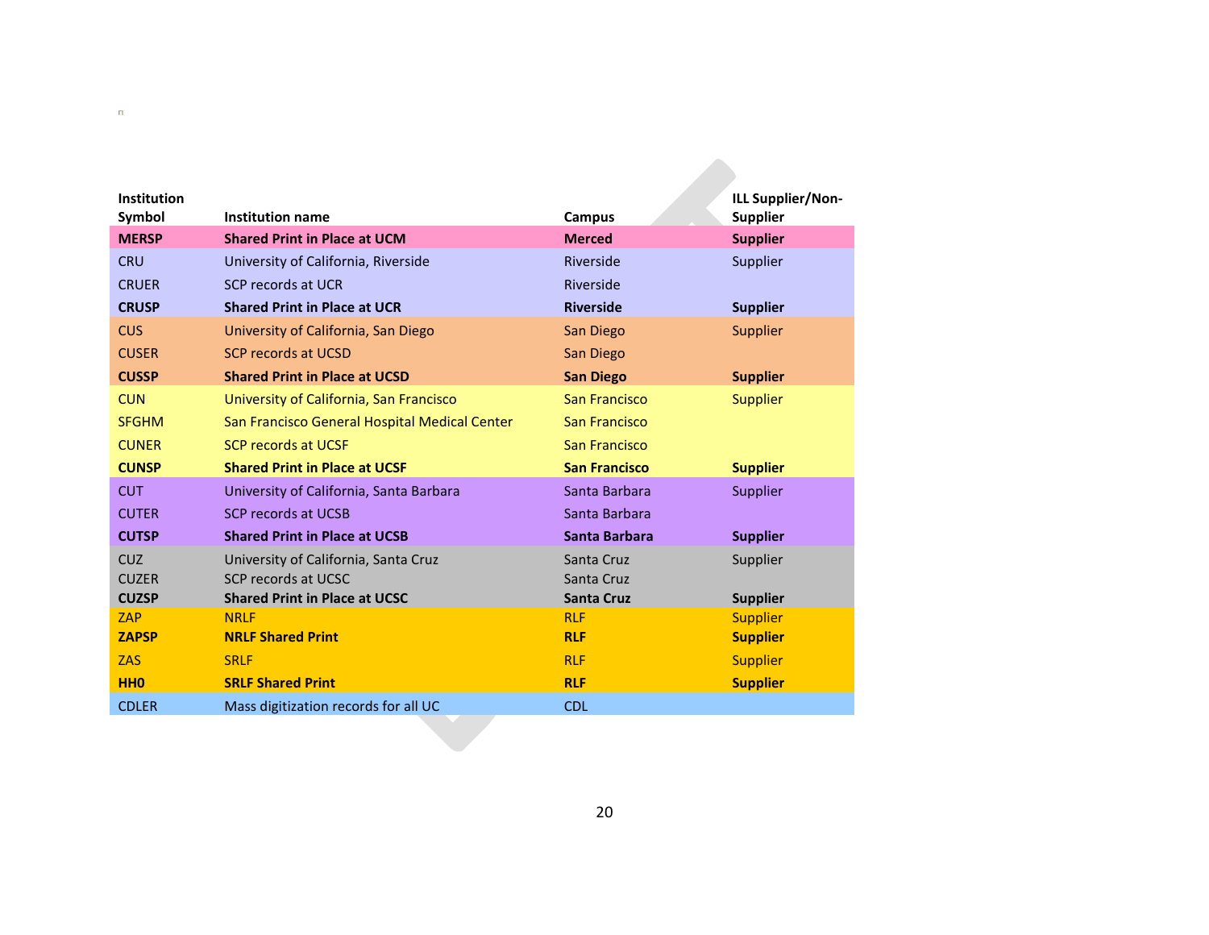| Institution Symbol | Institution name | Campus | ILL Supplier/Non-Supplier |
|---|---|---|---|
| **MERSP** | **Shared Print in Place at UCM** | **Merced** | **Supplier** |
| CRU | University of California, Riverside | Riverside | Supplier |
| CRUER | SCP records at UCR | Riverside | |
| **CRUSP** | **Shared Print in Place at UCR** | **Riverside** | **Supplier** |
| CUS | University of California, San Diego | San Diego | Supplier |
| CUSER | SCP records at UCSD | San Diego | |
| **CUSSP** | **Shared Print in Place at UCSD** | **San Diego** | **Supplier** |
| CUN | University of California, San Francisco | San Francisco | Supplier |
| SFGHM | San Francisco General Hospital Medical Center | San Francisco | |
| CUNER | SCP records at UCSF | San Francisco | |
| **CUNSP** | **Shared Print in Place at UCSF** | **San Francisco** | **Supplier** |
| CUT | University of California, Santa Barbara | Santa Barbara | Supplier |
| CUTER | SCP records at UCSB | Santa Barbara | |
| **CUTSP** | **Shared Print in Place at UCSB** | **Santa Barbara** | **Supplier** |
| CUZ | University of California, Santa Cruz | Santa Cruz | Supplier |
| CUZER | SCP records at UCSC | Santa Cruz | |
| **CUZSP** | **Shared Print in Place at UCSC** | **Santa Cruz** | **Supplier** |
| ZAP | NRLF | RLF | Supplier |
| **ZAPSP** | **NRLF Shared Print** | **RLF** | **Supplier** |
| ZAS | SRLF | RLF | Supplier |
| **HH0** | **SRLF Shared Print** | **RLF** | **Supplier** |
| CDLER | Mass digitization records for all UC | CDL | |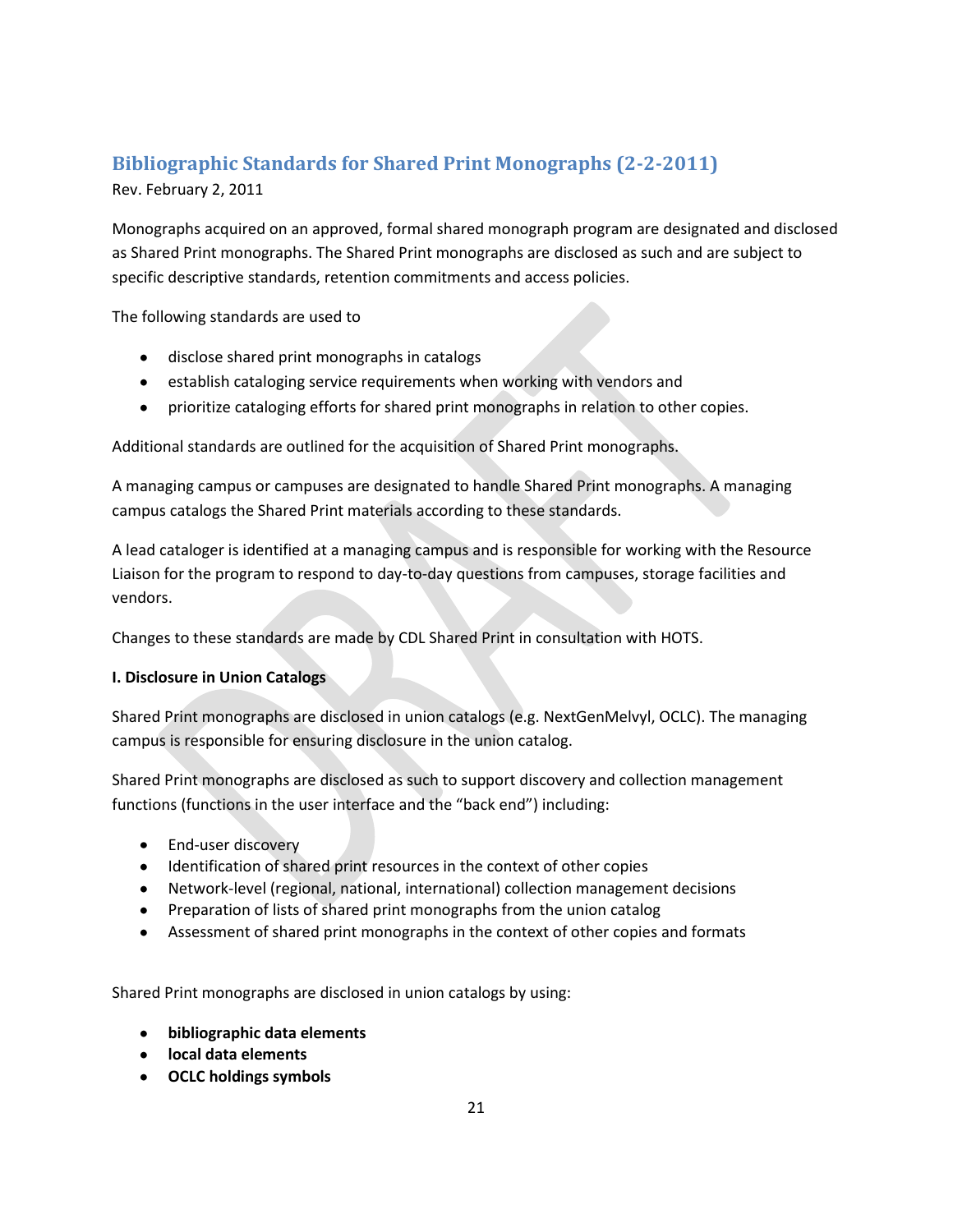## Bibliographic Standards for Shared Print Monographs (2-2-2011)

Rev. February 2, 2011

Monographs acquired on an approved, formal shared monograph program are designated and disclosed as Shared Print monographs. The Shared Print monographs are disclosed as such and are subject to specific descriptive standards, retention commitments and access policies.

The following standards are used to

- disclose shared print monographs in catalogs
- establish cataloging service requirements when working with vendors and
- prioritize cataloging efforts for shared print monographs in relation to other copies.

Additional standards are outlined for the acquisition of Shared Print monographs.

A managing campus or campuses are designated to handle Shared Print monographs. A managing campus catalogs the Shared Print materials according to these standards.

A lead cataloger is identified at a managing campus and is responsible for working with the Resource Liaison for the program to respond to day-to-day questions from campuses, storage facilities and vendors.

Changes to these standards are made by CDL Shared Print in consultation with HOTS.

**I. Disclosure in Union Catalogs**

Shared Print monographs are disclosed in union catalogs (e.g. NextGenMelvyl, OCLC). The managing campus is responsible for ensuring disclosure in the union catalog.

Shared Print monographs are disclosed as such to support discovery and collection management functions (functions in the user interface and the "back end") including:

- End-user discovery
- Identification of shared print resources in the context of other copies
- Network-level (regional, national, international) collection management decisions
- Preparation of lists of shared print monographs from the union catalog
- Assessment of shared print monographs in the context of other copies and formats

Shared Print monographs are disclosed in union catalogs by using:

- **bibliographic data elements**
- **local data elements**
- **OCLC holdings symbols**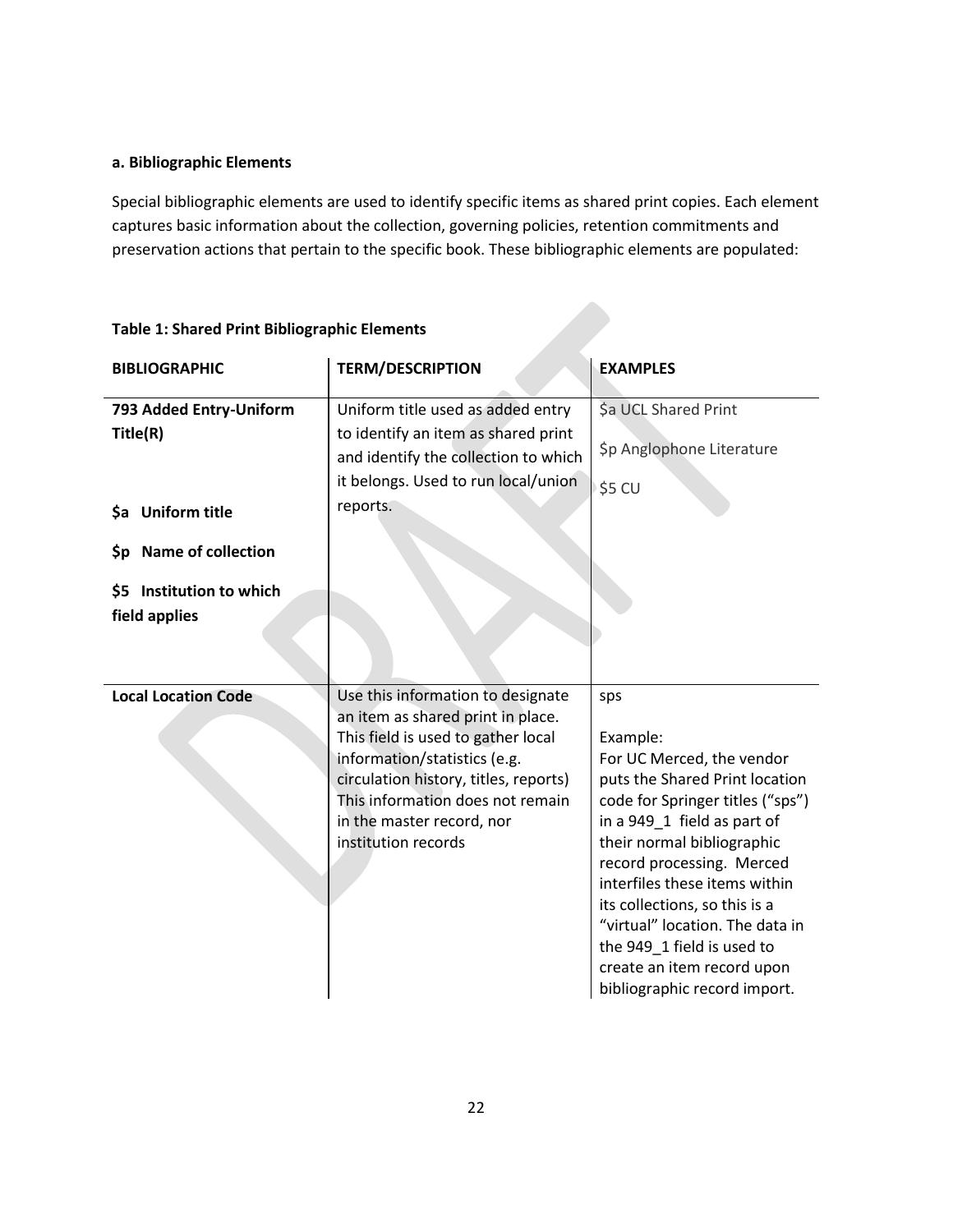#### a. Bibliographic Elements

Special bibliographic elements are used to identify specific items as shared print copies. Each element captures basic information about the collection, governing policies, retention commitments and preservation actions that pertain to the specific book. These bibliographic elements are populated:

**Table 1: Shared Print Bibliographic Elements**

| BIBLIOGRAPHIC | TERM/DESCRIPTION | EXAMPLES |
|---|---|---|
| **793 Added Entry-Uniform Title(R)**<br><br>**$a Uniform title**<br><br>**$p Name of collection**<br><br>**$5 Institution to which field applies** | Uniform title used as added entry to identify an item as shared print and identify the collection to which it belongs. Used to run local/union reports. | $a UCL Shared Print<br><br>$p Anglophone Literature<br><br>$5 CU |
| **Local Location Code** | Use this information to designate an item as shared print in place. This field is used to gather local information/statistics (e.g. circulation history, titles, reports) This information does not remain in the master record, nor institution records | sps<br><br>Example:<br>For UC Merced, the vendor puts the Shared Print location code for Springer titles ("sps") in a 949_1 field as part of their normal bibliographic record processing. Merced interfiles these items within its collections, so this is a "virtual" location. The data in the 949_1 field is used to create an item record upon bibliographic record import. |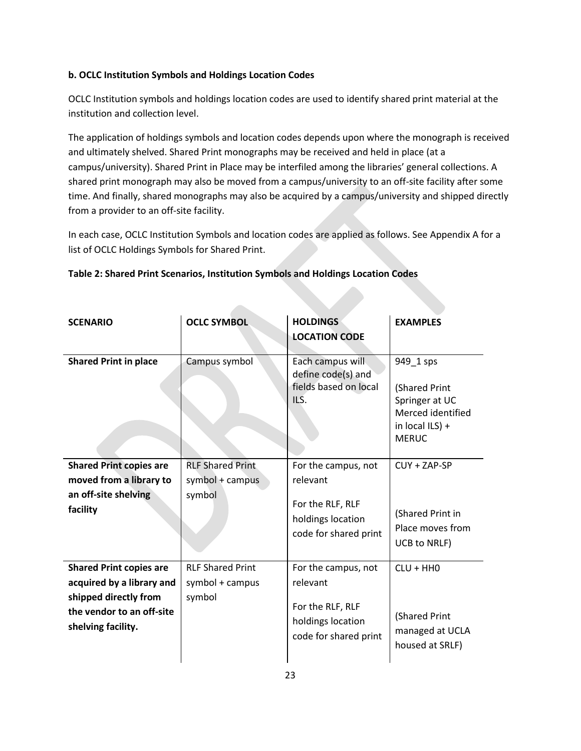**b. OCLC Institution Symbols and Holdings Location Codes**

OCLC Institution symbols and holdings location codes are used to identify shared print material at the institution and collection level.

The application of holdings symbols and location codes depends upon where the monograph is received and ultimately shelved. Shared Print monographs may be received and held in place (at a campus/university). Shared Print in Place may be interfiled among the libraries' general collections. A shared print monograph may also be moved from a campus/university to an off-site facility after some time. And finally, shared monographs may also be acquired by a campus/university and shipped directly from a provider to an off-site facility.

In each case, OCLC Institution Symbols and location codes are applied as follows. See Appendix A for a list of OCLC Holdings Symbols for Shared Print.

**Table 2: Shared Print Scenarios, Institution Symbols and Holdings Location Codes**

| SCENARIO | OCLC SYMBOL | HOLDINGS LOCATION CODE | EXAMPLES |
|---|---|---|---|
| **Shared Print in place** | Campus symbol | Each campus will define code(s) and fields based on local ILS. | 949_1 sps<br><br>(Shared Print Springer at UC Merced identified in local ILS) + MERUC |
| **Shared Print copies are moved from a library to an off-site shelving facility** | RLF Shared Print symbol + campus symbol | For the campus, not relevant<br><br>For the RLF, RLF holdings location code for shared print | CUY + ZAP-SP<br><br>(Shared Print in Place moves from UCB to NRLF) |
| **Shared Print copies are acquired by a library and shipped directly from the vendor to an off-site shelving facility.** | RLF Shared Print symbol + campus symbol | For the campus, not relevant<br><br>For the RLF, RLF holdings location code for shared print | CLU + HH0<br><br>(Shared Print managed at UCLA housed at SRLF) |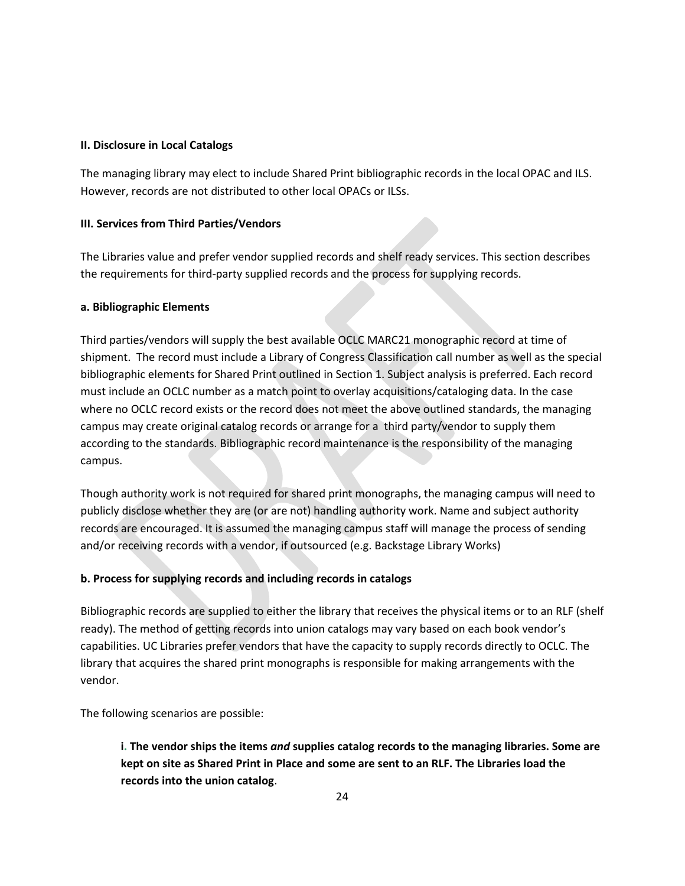**II. Disclosure in Local Catalogs**

The managing library may elect to include Shared Print bibliographic records in the local OPAC and ILS. However, records are not distributed to other local OPACs or ILSs.

**III. Services from Third Parties/Vendors**

The Libraries value and prefer vendor supplied records and shelf ready services. This section describes the requirements for third-party supplied records and the process for supplying records.

**a. Bibliographic Elements**

Third parties/vendors will supply the best available OCLC MARC21 monographic record at time of shipment. The record must include a Library of Congress Classification call number as well as the special bibliographic elements for Shared Print outlined in Section 1. Subject analysis is preferred. Each record must include an OCLC number as a match point to overlay acquisitions/cataloging data. In the case where no OCLC record exists or the record does not meet the above outlined standards, the managing campus may create original catalog records or arrange for a third party/vendor to supply them according to the standards. Bibliographic record maintenance is the responsibility of the managing campus.

Though authority work is not required for shared print monographs, the managing campus will need to publicly disclose whether they are (or are not) handling authority work. Name and subject authority records are encouraged. It is assumed the managing campus staff will manage the process of sending and/or receiving records with a vendor, if outsourced (e.g. Backstage Library Works)

**b. Process for supplying records and including records in catalogs**

Bibliographic records are supplied to either the library that receives the physical items or to an RLF (shelf ready). The method of getting records into union catalogs may vary based on each book vendor's capabilities. UC Libraries prefer vendors that have the capacity to supply records directly to OCLC. The library that acquires the shared print monographs is responsible for making arrangements with the vendor.

The following scenarios are possible:

> **i. The vendor ships the items *and* supplies catalog records to the managing libraries. Some are kept on site as Shared Print in Place and some are sent to an RLF. The Libraries load the records into the union catalog**.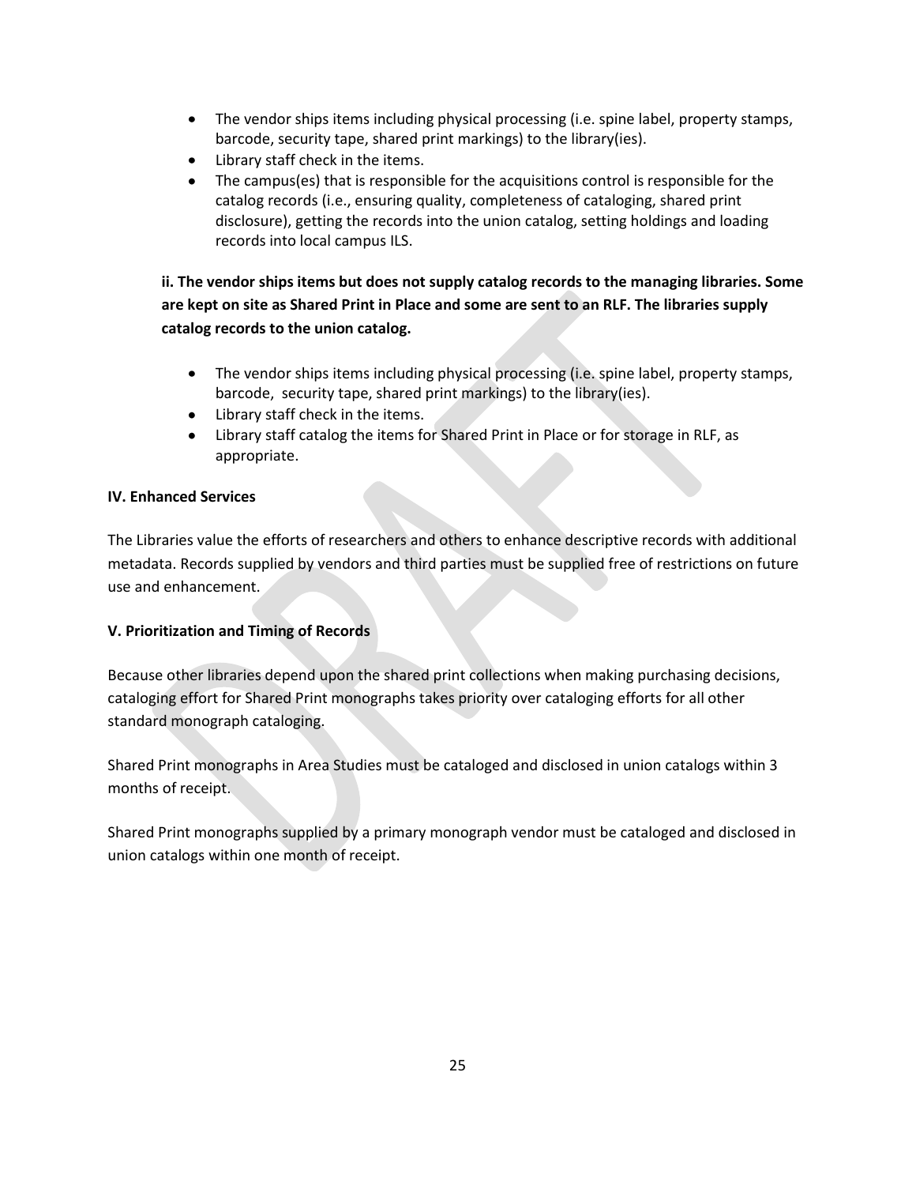- The vendor ships items including physical processing (i.e. spine label, property stamps, barcode, security tape, shared print markings) to the library(ies).
- Library staff check in the items.
- The campus(es) that is responsible for the acquisitions control is responsible for the catalog records (i.e., ensuring quality, completeness of cataloging, shared print disclosure), getting the records into the union catalog, setting holdings and loading records into local campus ILS.

**ii. The vendor ships items but does not supply catalog records to the managing libraries. Some are kept on site as Shared Print in Place and some are sent to an RLF. The libraries supply catalog records to the union catalog.**

- The vendor ships items including physical processing (i.e. spine label, property stamps, barcode, security tape, shared print markings) to the library(ies).
- Library staff check in the items.
- Library staff catalog the items for Shared Print in Place or for storage in RLF, as appropriate.

**IV. Enhanced Services**

The Libraries value the efforts of researchers and others to enhance descriptive records with additional metadata. Records supplied by vendors and third parties must be supplied free of restrictions on future use and enhancement.

**V. Prioritization and Timing of Records**

Because other libraries depend upon the shared print collections when making purchasing decisions, cataloging effort for Shared Print monographs takes priority over cataloging efforts for all other standard monograph cataloging.

Shared Print monographs in Area Studies must be cataloged and disclosed in union catalogs within 3 months of receipt.

Shared Print monographs supplied by a primary monograph vendor must be cataloged and disclosed in union catalogs within one month of receipt.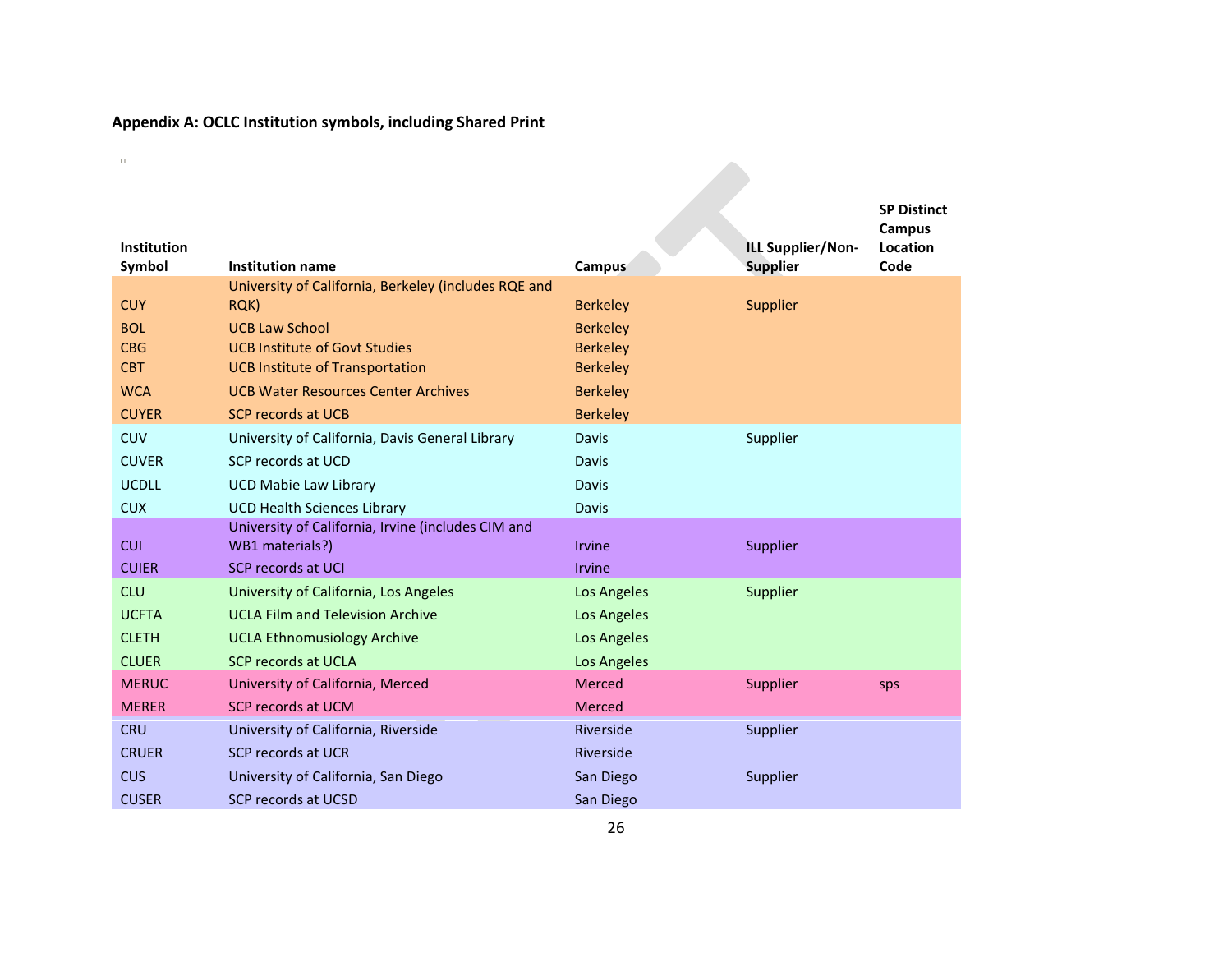**Appendix A: OCLC Institution symbols, including Shared Print**

| Institution Symbol | Institution name | Campus | ILL Supplier/Non-Supplier | SP Distinct Campus Location Code |
|---|---|---|---|---|
| CUY | University of California, Berkeley (includes RQE and RQK) | Berkeley | Supplier | |
| BOL | UCB Law School | Berkeley | | |
| CBG | UCB Institute of Govt Studies | Berkeley | | |
| CBT | UCB Institute of Transportation | Berkeley | | |
| WCA | UCB Water Resources Center Archives | Berkeley | | |
| CUYER | SCP records at UCB | Berkeley | | |
| CUV | University of California, Davis General Library | Davis | Supplier | |
| CUVER | SCP records at UCD | Davis | | |
| UCDLL | UCD Mabie Law Library | Davis | | |
| CUX | UCD Health Sciences Library | Davis | | |
| CUI | University of California, Irvine (includes CIM and WB1 materials?) | Irvine | Supplier | |
| CUIER | SCP records at UCI | Irvine | | |
| CLU | University of California, Los Angeles | Los Angeles | Supplier | |
| UCFTA | UCLA Film and Television Archive | Los Angeles | | |
| CLETH | UCLA Ethnomusiology Archive | Los Angeles | | |
| CLUER | SCP records at UCLA | Los Angeles | | |
| MERUC | University of California, Merced | Merced | Supplier | sps |
| MERER | SCP records at UCM | Merced | | |
| CRU | University of California, Riverside | Riverside | Supplier | |
| CRUER | SCP records at UCR | Riverside | | |
| CUS | University of California, San Diego | San Diego | Supplier | |
| CUSER | SCP records at UCSD | San Diego | | |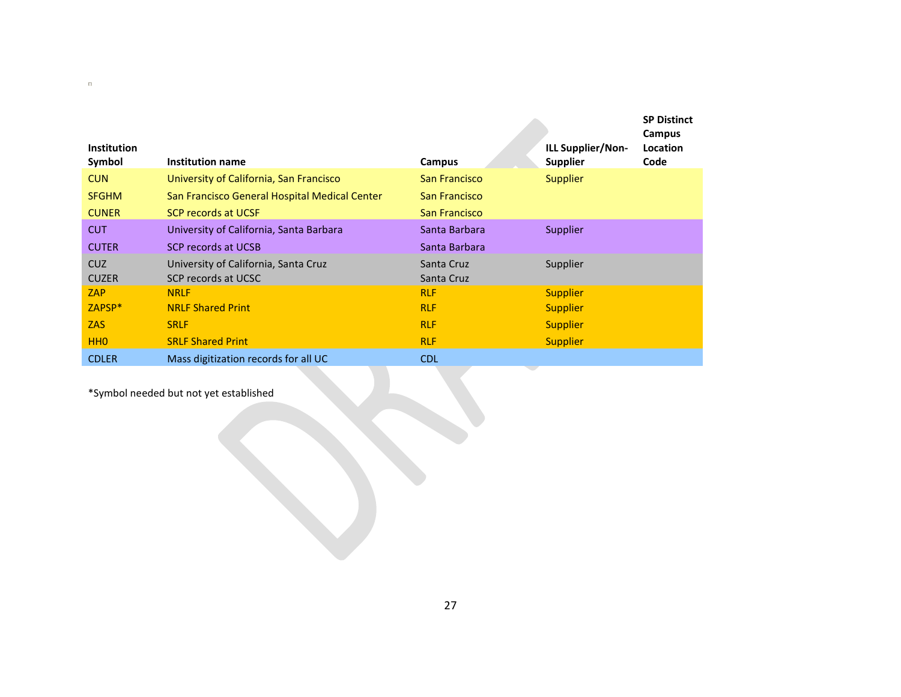| Institution Symbol | Institution name | Campus | ILL Supplier/Non-Supplier | SP Distinct Campus Location Code |
|---|---|---|---|---|
| CUN | University of California, San Francisco | San Francisco | Supplier | |
| SFGHM | San Francisco General Hospital Medical Center | San Francisco | | |
| CUNER | SCP records at UCSF | San Francisco | | |
| CUT | University of California, Santa Barbara | Santa Barbara | Supplier | |
| CUTER | SCP records at UCSB | Santa Barbara | | |
| CUZ | University of California, Santa Cruz | Santa Cruz | Supplier | |
| CUZER | SCP records at UCSC | Santa Cruz | | |
| ZAP | NRLF | RLF | Supplier | |
| ZAPSP* | NRLF Shared Print | RLF | Supplier | |
| ZAS | SRLF | RLF | Supplier | |
| HH0 | SRLF Shared Print | RLF | Supplier | |
| CDLER | Mass digitization records for all UC | CDL | | |

*Symbol needed but not yet established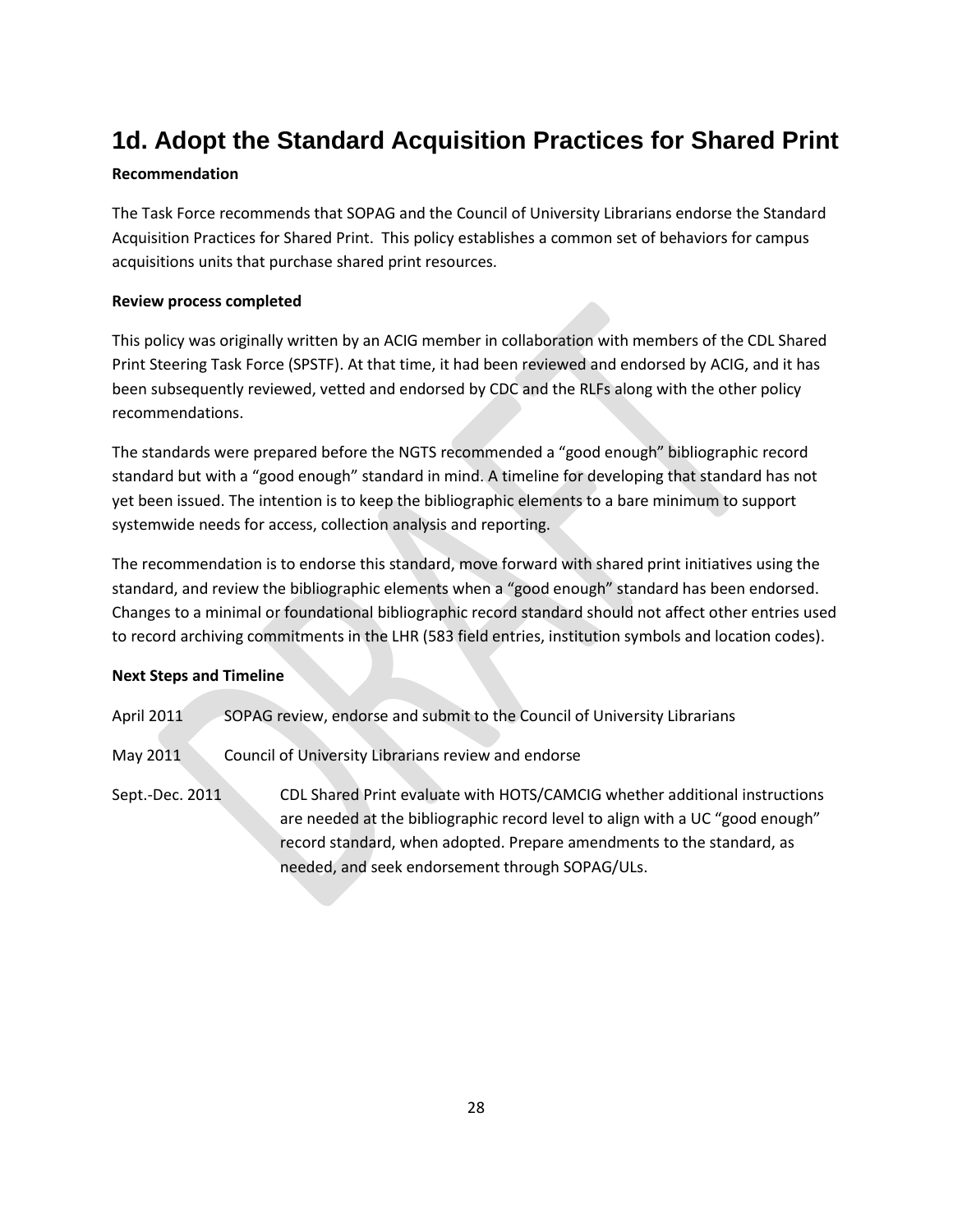# 1d. Adopt the Standard Acquisition Practices for Shared Print

**Recommendation**

The Task Force recommends that SOPAG and the Council of University Librarians endorse the Standard Acquisition Practices for Shared Print. This policy establishes a common set of behaviors for campus acquisitions units that purchase shared print resources.

**Review process completed**

This policy was originally written by an ACIG member in collaboration with members of the CDL Shared Print Steering Task Force (SPSTF). At that time, it had been reviewed and endorsed by ACIG, and it has been subsequently reviewed, vetted and endorsed by CDC and the RLFs along with the other policy recommendations.

The standards were prepared before the NGTS recommended a "good enough" bibliographic record standard but with a "good enough" standard in mind. A timeline for developing that standard has not yet been issued. The intention is to keep the bibliographic elements to a bare minimum to support systemwide needs for access, collection analysis and reporting.

The recommendation is to endorse this standard, move forward with shared print initiatives using the standard, and review the bibliographic elements when a "good enough" standard has been endorsed. Changes to a minimal or foundational bibliographic record standard should not affect other entries used to record archiving commitments in the LHR (583 field entries, institution symbols and location codes).

**Next Steps and Timeline**

April 2011 SOPAG review, endorse and submit to the Council of University Librarians

May 2011 Council of University Librarians review and endorse

Sept.-Dec. 2011 CDL Shared Print evaluate with HOTS/CAMCIG whether additional instructions are needed at the bibliographic record level to align with a UC "good enough" record standard, when adopted. Prepare amendments to the standard, as needed, and seek endorsement through SOPAG/ULs.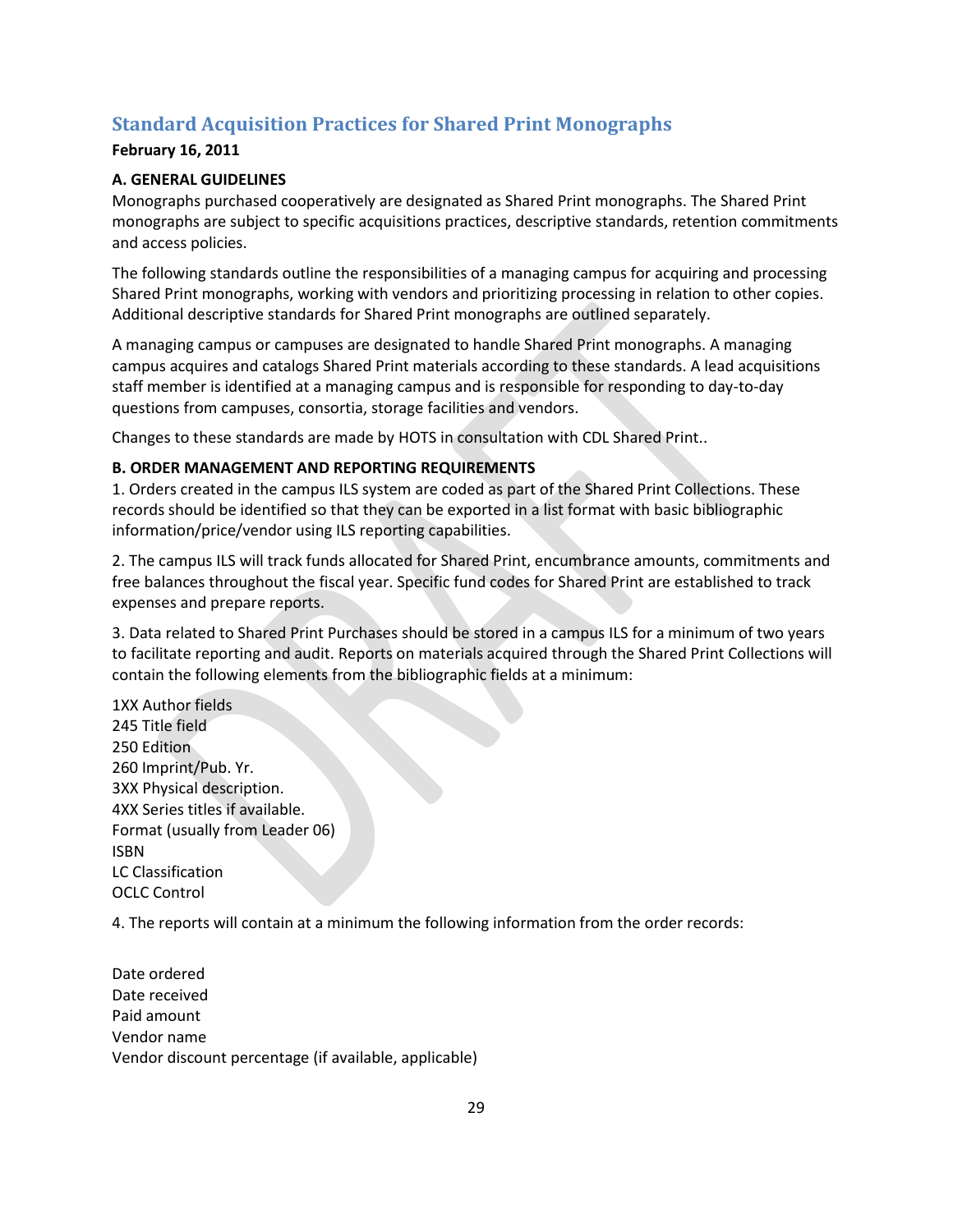## Standard Acquisition Practices for Shared Print Monographs

**February 16, 2011**

**A. GENERAL GUIDELINES**

Monographs purchased cooperatively are designated as Shared Print monographs. The Shared Print monographs are subject to specific acquisitions practices, descriptive standards, retention commitments and access policies.

The following standards outline the responsibilities of a managing campus for acquiring and processing Shared Print monographs, working with vendors and prioritizing processing in relation to other copies. Additional descriptive standards for Shared Print monographs are outlined separately.

A managing campus or campuses are designated to handle Shared Print monographs. A managing campus acquires and catalogs Shared Print materials according to these standards. A lead acquisitions staff member is identified at a managing campus and is responsible for responding to day-to-day questions from campuses, consortia, storage facilities and vendors.

Changes to these standards are made by HOTS in consultation with CDL Shared Print..

**B. ORDER MANAGEMENT AND REPORTING REQUIREMENTS**

1. Orders created in the campus ILS system are coded as part of the Shared Print Collections. These records should be identified so that they can be exported in a list format with basic bibliographic information/price/vendor using ILS reporting capabilities.

2. The campus ILS will track funds allocated for Shared Print, encumbrance amounts, commitments and free balances throughout the fiscal year. Specific fund codes for Shared Print are established to track expenses and prepare reports.

3. Data related to Shared Print Purchases should be stored in a campus ILS for a minimum of two years to facilitate reporting and audit. Reports on materials acquired through the Shared Print Collections will contain the following elements from the bibliographic fields at a minimum:

1XX Author fields
245 Title field
250 Edition
260 Imprint/Pub. Yr.
3XX Physical description.
4XX Series titles if available.
Format (usually from Leader 06)
ISBN
LC Classification
OCLC Control

4. The reports will contain at a minimum the following information from the order records:

Date ordered
Date received
Paid amount
Vendor name
Vendor discount percentage (if available, applicable)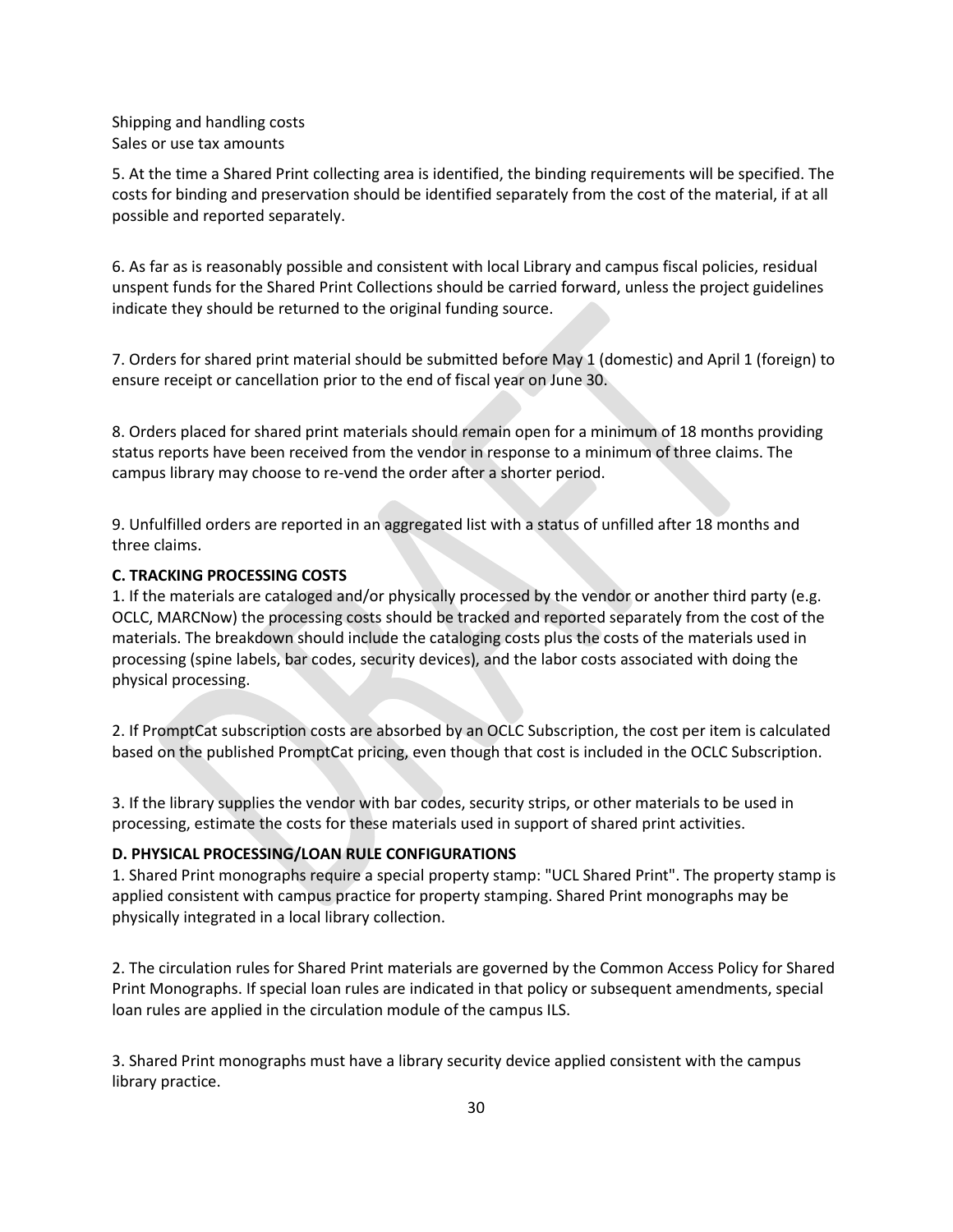Shipping and handling costs
Sales or use tax amounts

5. At the time a Shared Print collecting area is identified, the binding requirements will be specified. The costs for binding and preservation should be identified separately from the cost of the material, if at all possible and reported separately.

6. As far as is reasonably possible and consistent with local Library and campus fiscal policies, residual unspent funds for the Shared Print Collections should be carried forward, unless the project guidelines indicate they should be returned to the original funding source.

7. Orders for shared print material should be submitted before May 1 (domestic) and April 1 (foreign) to ensure receipt or cancellation prior to the end of fiscal year on June 30.

8. Orders placed for shared print materials should remain open for a minimum of 18 months providing status reports have been received from the vendor in response to a minimum of three claims. The campus library may choose to re-vend the order after a shorter period.

9. Unfulfilled orders are reported in an aggregated list with a status of unfilled after 18 months and three claims.

**C. TRACKING PROCESSING COSTS**

1. If the materials are cataloged and/or physically processed by the vendor or another third party (e.g. OCLC, MARCNow) the processing costs should be tracked and reported separately from the cost of the materials. The breakdown should include the cataloging costs plus the costs of the materials used in processing (spine labels, bar codes, security devices), and the labor costs associated with doing the physical processing.

2. If PromptCat subscription costs are absorbed by an OCLC Subscription, the cost per item is calculated based on the published PromptCat pricing, even though that cost is included in the OCLC Subscription.

3. If the library supplies the vendor with bar codes, security strips, or other materials to be used in processing, estimate the costs for these materials used in support of shared print activities.

**D. PHYSICAL PROCESSING/LOAN RULE CONFIGURATIONS**

1. Shared Print monographs require a special property stamp: "UCL Shared Print". The property stamp is applied consistent with campus practice for property stamping. Shared Print monographs may be physically integrated in a local library collection.

2. The circulation rules for Shared Print materials are governed by the Common Access Policy for Shared Print Monographs. If special loan rules are indicated in that policy or subsequent amendments, special loan rules are applied in the circulation module of the campus ILS.

3. Shared Print monographs must have a library security device applied consistent with the campus library practice.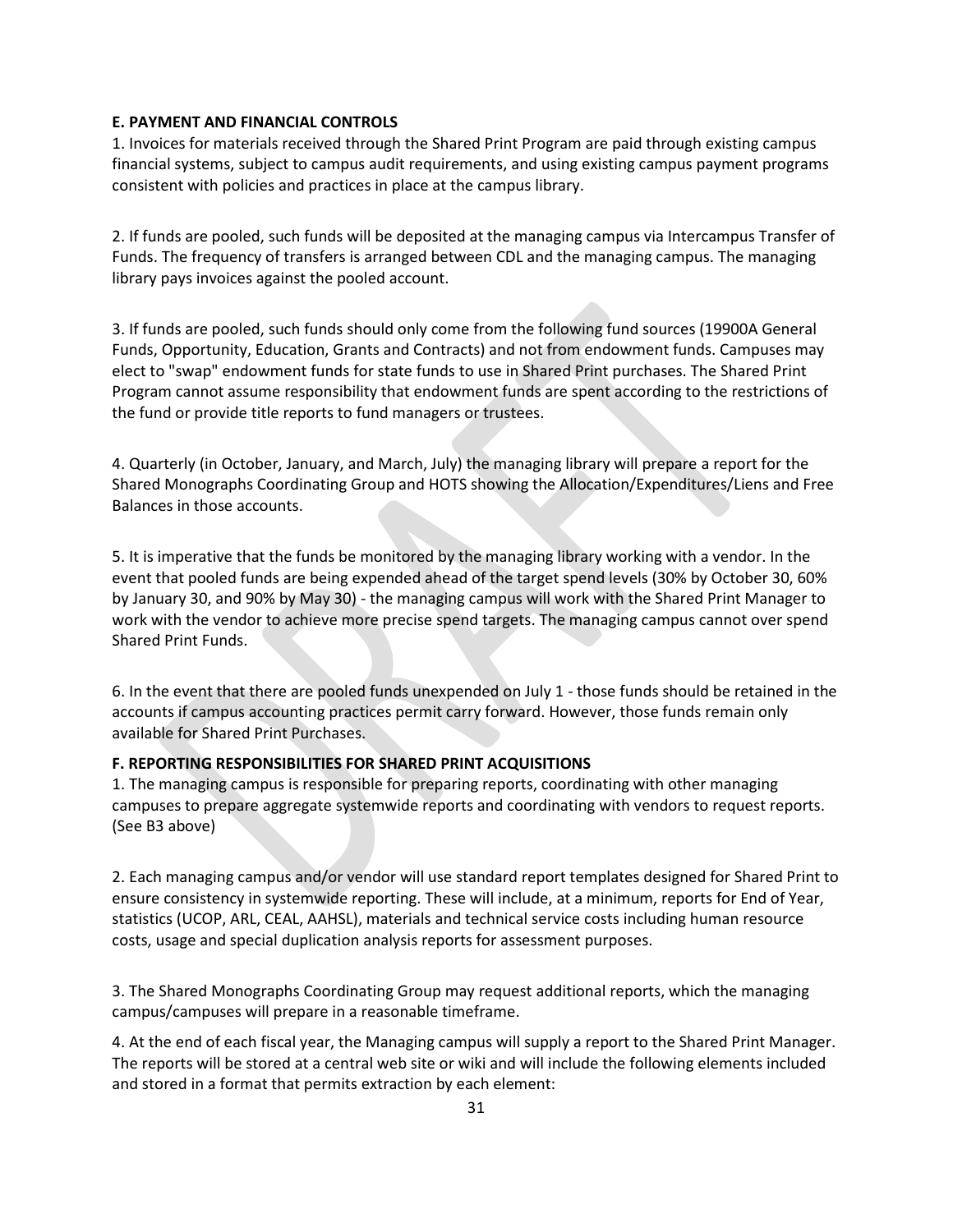### E. PAYMENT AND FINANCIAL CONTROLS

1. Invoices for materials received through the Shared Print Program are paid through existing campus financial systems, subject to campus audit requirements, and using existing campus payment programs consistent with policies and practices in place at the campus library.

2. If funds are pooled, such funds will be deposited at the managing campus via Intercampus Transfer of Funds. The frequency of transfers is arranged between CDL and the managing campus. The managing library pays invoices against the pooled account.

3. If funds are pooled, such funds should only come from the following fund sources (19900A General Funds, Opportunity, Education, Grants and Contracts) and not from endowment funds. Campuses may elect to "swap" endowment funds for state funds to use in Shared Print purchases. The Shared Print Program cannot assume responsibility that endowment funds are spent according to the restrictions of the fund or provide title reports to fund managers or trustees.

4. Quarterly (in October, January, and March, July) the managing library will prepare a report for the Shared Monographs Coordinating Group and HOTS showing the Allocation/Expenditures/Liens and Free Balances in those accounts.

5. It is imperative that the funds be monitored by the managing library working with a vendor. In the event that pooled funds are being expended ahead of the target spend levels (30% by October 30, 60% by January 30, and 90% by May 30) - the managing campus will work with the Shared Print Manager to work with the vendor to achieve more precise spend targets. The managing campus cannot over spend Shared Print Funds.

6. In the event that there are pooled funds unexpended on July 1 - those funds should be retained in the accounts if campus accounting practices permit carry forward. However, those funds remain only available for Shared Print Purchases.

### F. REPORTING RESPONSIBILITIES FOR SHARED PRINT ACQUISITIONS

1. The managing campus is responsible for preparing reports, coordinating with other managing campuses to prepare aggregate systemwide reports and coordinating with vendors to request reports. (See B3 above)

2. Each managing campus and/or vendor will use standard report templates designed for Shared Print to ensure consistency in systemwide reporting. These will include, at a minimum, reports for End of Year, statistics (UCOP, ARL, CEAL, AAHSL), materials and technical service costs including human resource costs, usage and special duplication analysis reports for assessment purposes.

3. The Shared Monographs Coordinating Group may request additional reports, which the managing campus/campuses will prepare in a reasonable timeframe.

4. At the end of each fiscal year, the Managing campus will supply a report to the Shared Print Manager. The reports will be stored at a central web site or wiki and will include the following elements included and stored in a format that permits extraction by each element: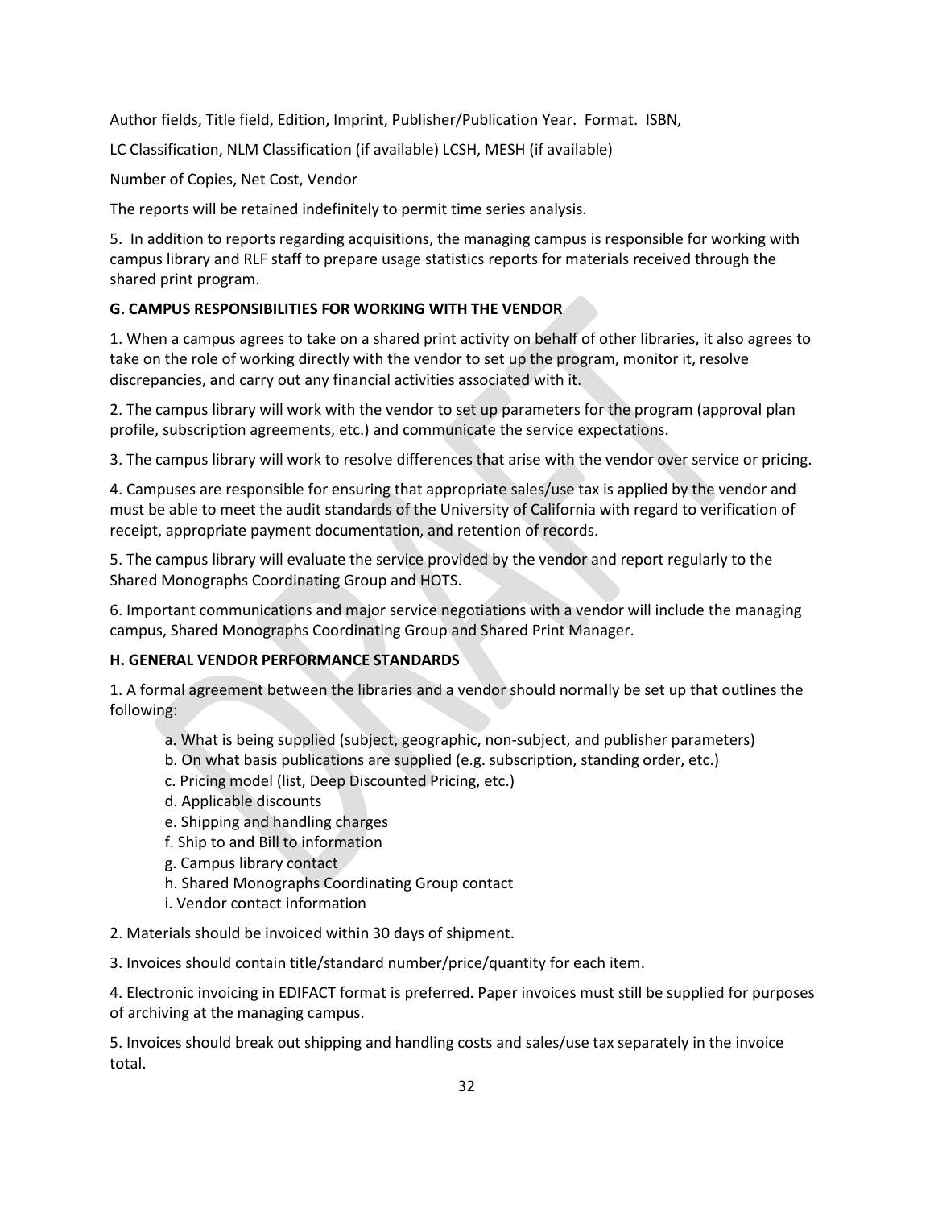Author fields, Title field, Edition, Imprint, Publisher/Publication Year. Format. ISBN,

LC Classification, NLM Classification (if available) LCSH, MESH (if available)

Number of Copies, Net Cost, Vendor

The reports will be retained indefinitely to permit time series analysis.

5. In addition to reports regarding acquisitions, the managing campus is responsible for working with campus library and RLF staff to prepare usage statistics reports for materials received through the shared print program.

**G. CAMPUS RESPONSIBILITIES FOR WORKING WITH THE VENDOR**

1. When a campus agrees to take on a shared print activity on behalf of other libraries, it also agrees to take on the role of working directly with the vendor to set up the program, monitor it, resolve discrepancies, and carry out any financial activities associated with it.

2. The campus library will work with the vendor to set up parameters for the program (approval plan profile, subscription agreements, etc.) and communicate the service expectations.

3. The campus library will work to resolve differences that arise with the vendor over service or pricing.

4. Campuses are responsible for ensuring that appropriate sales/use tax is applied by the vendor and must be able to meet the audit standards of the University of California with regard to verification of receipt, appropriate payment documentation, and retention of records.

5. The campus library will evaluate the service provided by the vendor and report regularly to the Shared Monographs Coordinating Group and HOTS.

6. Important communications and major service negotiations with a vendor will include the managing campus, Shared Monographs Coordinating Group and Shared Print Manager.

**H. GENERAL VENDOR PERFORMANCE STANDARDS**

1. A formal agreement between the libraries and a vendor should normally be set up that outlines the following:

   a. What is being supplied (subject, geographic, non-subject, and publisher parameters)
   b. On what basis publications are supplied (e.g. subscription, standing order, etc.)
   c. Pricing model (list, Deep Discounted Pricing, etc.)
   d. Applicable discounts
   e. Shipping and handling charges
   f. Ship to and Bill to information
   g. Campus library contact
   h. Shared Monographs Coordinating Group contact
   i. Vendor contact information

2. Materials should be invoiced within 30 days of shipment.

3. Invoices should contain title/standard number/price/quantity for each item.

4. Electronic invoicing in EDIFACT format is preferred. Paper invoices must still be supplied for purposes of archiving at the managing campus.

5. Invoices should break out shipping and handling costs and sales/use tax separately in the invoice total.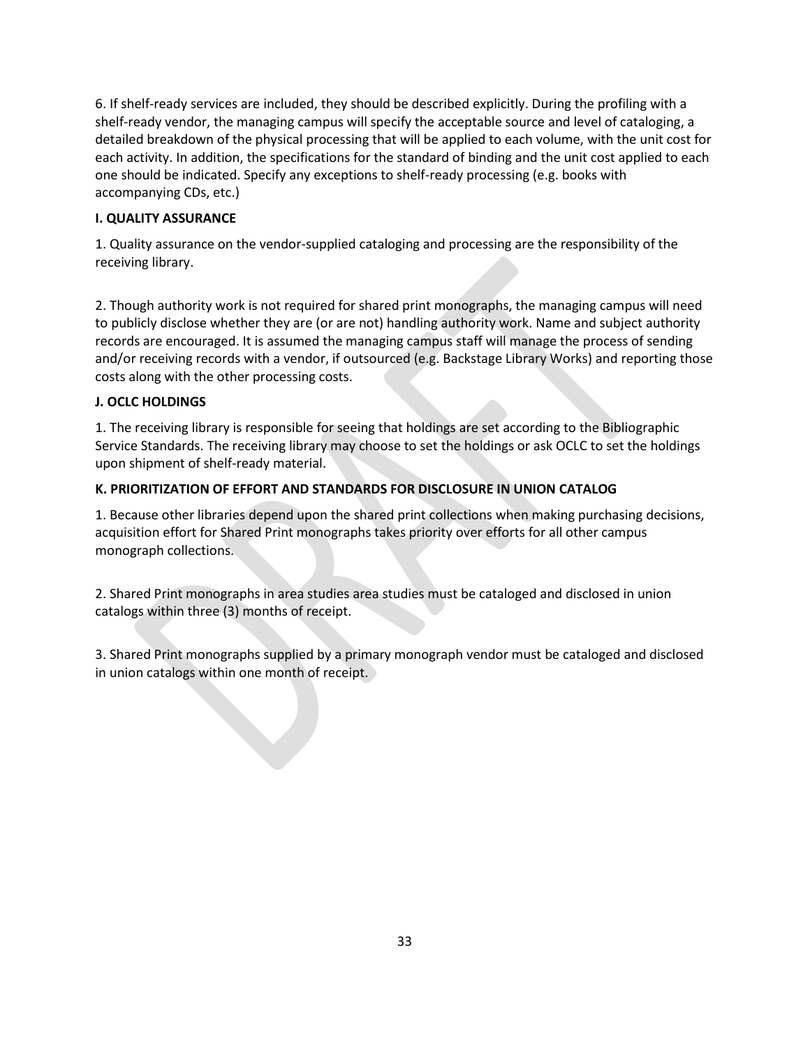6. If shelf-ready services are included, they should be described explicitly. During the profiling with a shelf-ready vendor, the managing campus will specify the acceptable source and level of cataloging, a detailed breakdown of the physical processing that will be applied to each volume, with the unit cost for each activity. In addition, the specifications for the standard of binding and the unit cost applied to each one should be indicated. Specify any exceptions to shelf-ready processing (e.g. books with accompanying CDs, etc.)

**I. QUALITY ASSURANCE**

1. Quality assurance on the vendor-supplied cataloging and processing are the responsibility of the receiving library.

2. Though authority work is not required for shared print monographs, the managing campus will need to publicly disclose whether they are (or are not) handling authority work. Name and subject authority records are encouraged. It is assumed the managing campus staff will manage the process of sending and/or receiving records with a vendor, if outsourced (e.g. Backstage Library Works) and reporting those costs along with the other processing costs.

**J. OCLC HOLDINGS**

1. The receiving library is responsible for seeing that holdings are set according to the Bibliographic Service Standards. The receiving library may choose to set the holdings or ask OCLC to set the holdings upon shipment of shelf-ready material.

**K. PRIORITIZATION OF EFFORT AND STANDARDS FOR DISCLOSURE IN UNION CATALOG**

1. Because other libraries depend upon the shared print collections when making purchasing decisions, acquisition effort for Shared Print monographs takes priority over efforts for all other campus monograph collections.

2. Shared Print monographs in area studies area studies must be cataloged and disclosed in union catalogs within three (3) months of receipt.

3. Shared Print monographs supplied by a primary monograph vendor must be cataloged and disclosed in union catalogs within one month of receipt.